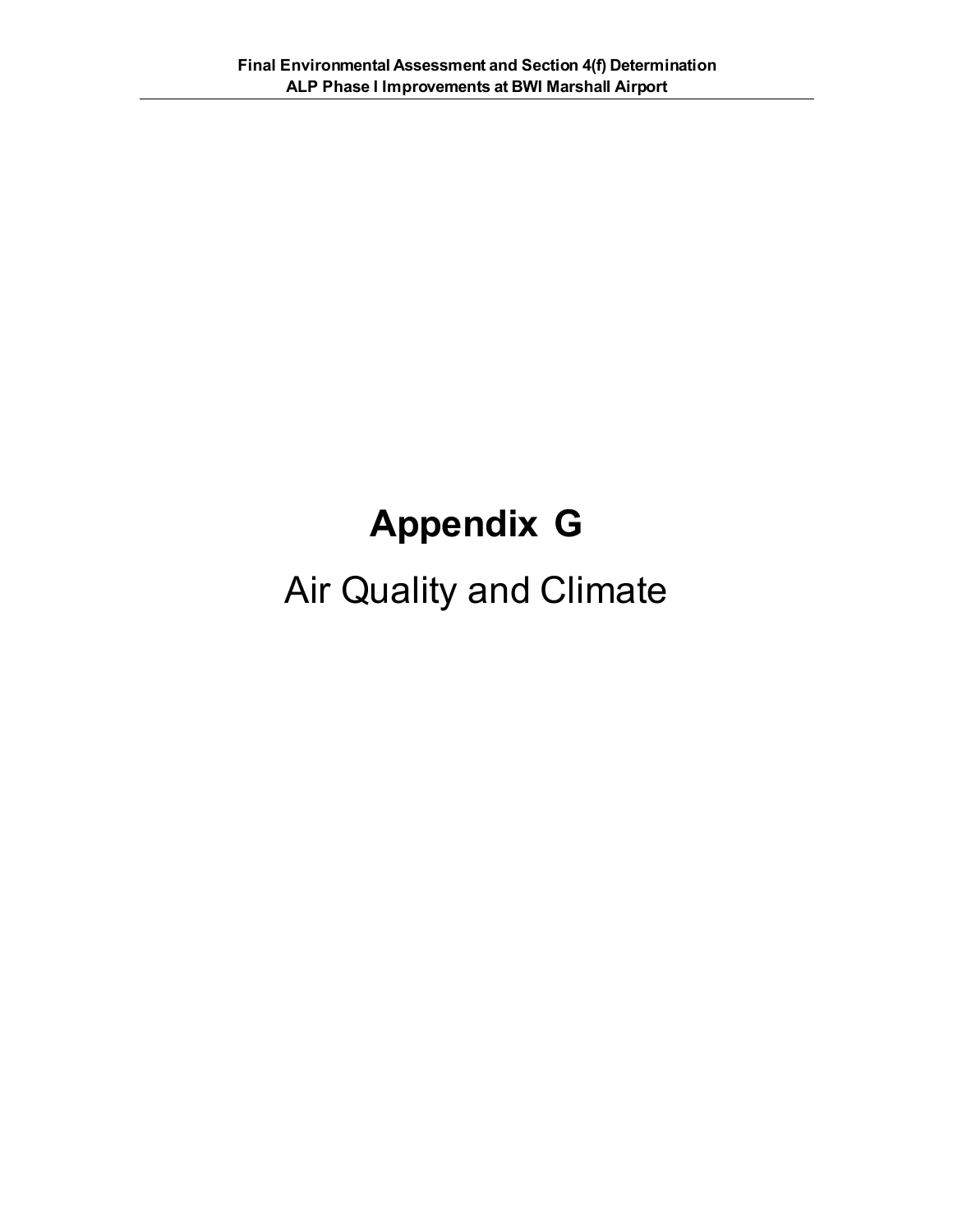# Appendix G

Air Quality and Climate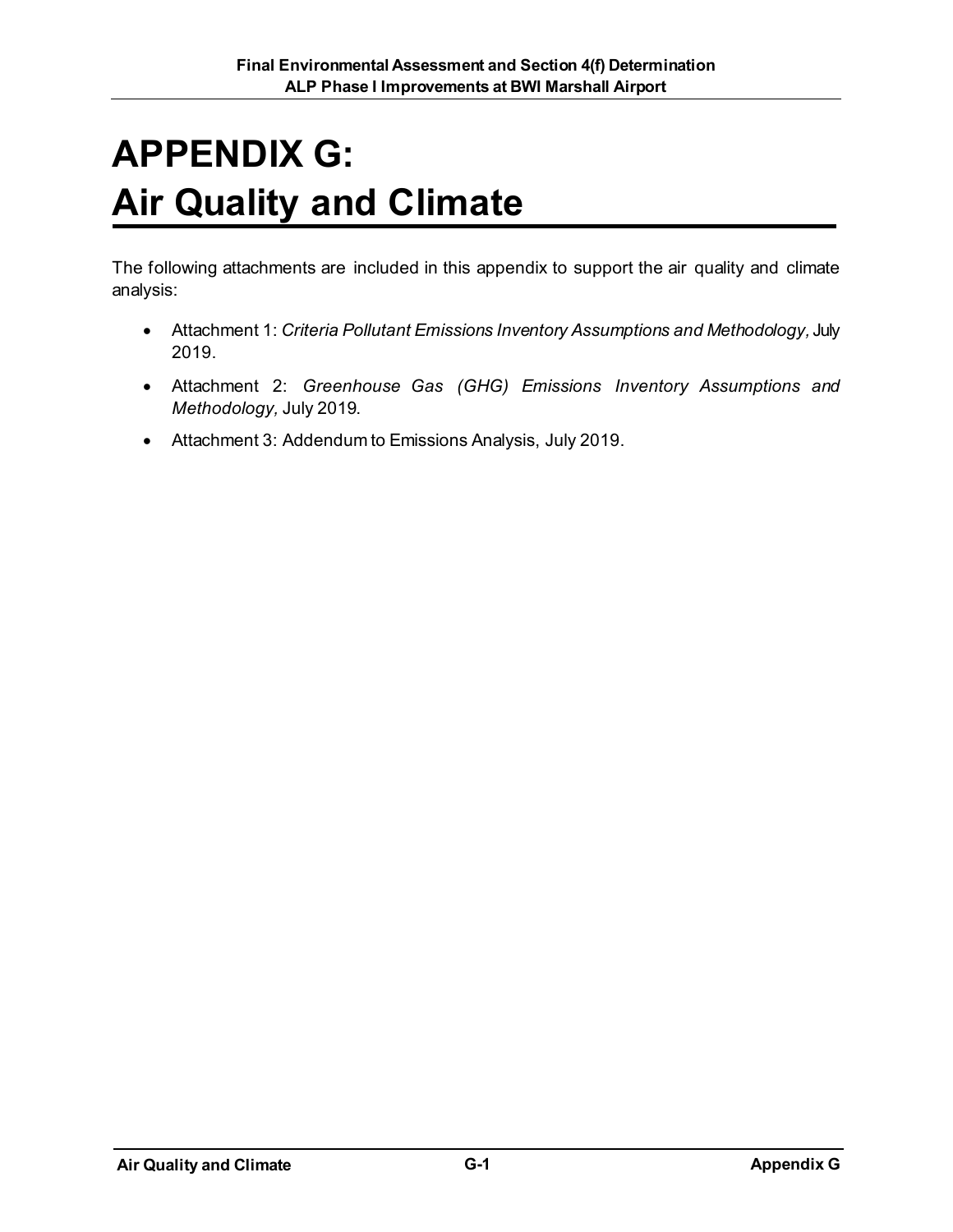# APPENDIX G: Air Quality and Climate

The following attachments are included in this appendix to support the air quality and climate analysis:

- Attachment 1: *Criteria Pollutant Emissions Inventory Assumptions and Methodology,* July 2019.
- Attachment 2: *Greenhouse Gas (GHG) Emissions Inventory Assumptions and Methodology,* July 2019.
- Attachment 3: Addendum to Emissions Analysis, July 2019.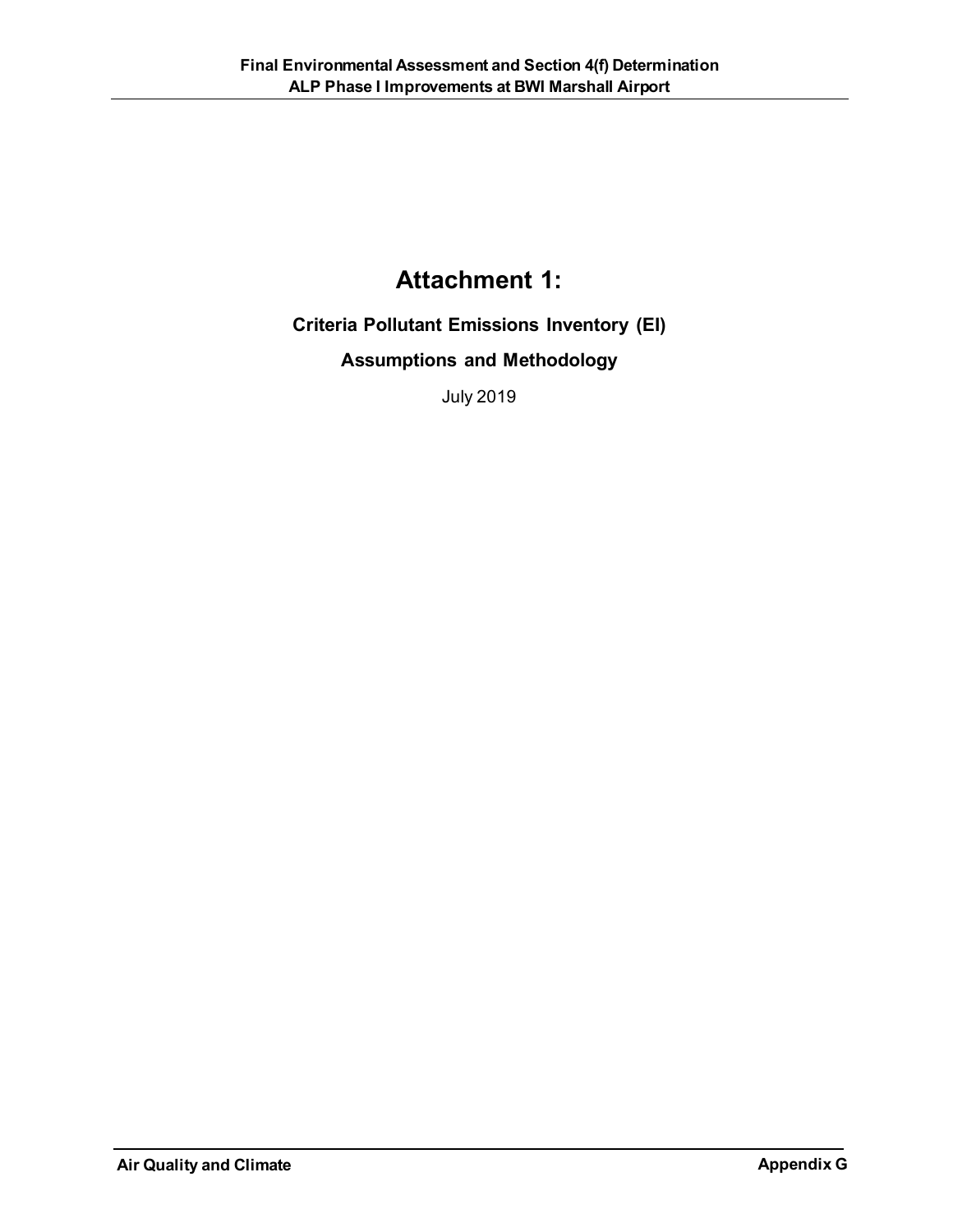# Attachment 1:

## Criteria Pollutant Emissions Inventory (EI)

## Assumptions and Methodology

July 2019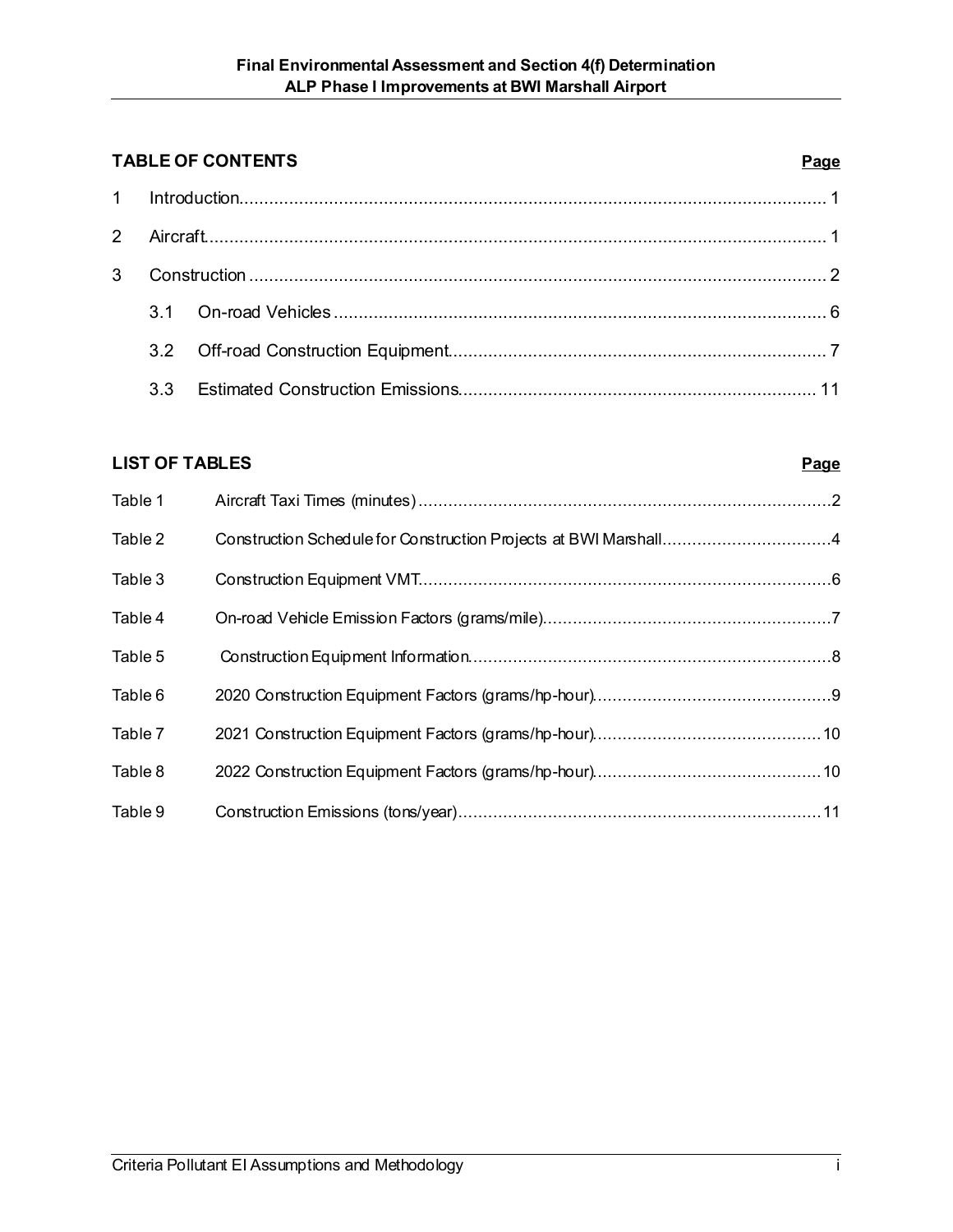## TABLE OF CONTENTS

| | | Page |
|---|---|---|
| 1 | Introduction | 1 |
| 2 | Aircraft | 1 |
| 3 | Construction | 2 |
| | 3.1 On-road Vehicles | 6 |
| | 3.2 Off-road Construction Equipment | 7 |
| | 3.3 Estimated Construction Emissions | 11 |

## LIST OF TABLES

| | | Page |
|---|---|---|
| Table 1 | Aircraft Taxi Times (minutes) | 2 |
| Table 2 | Construction Schedule for Construction Projects at BWI Marshall | 4 |
| Table 3 | Construction Equipment VMT | 6 |
| Table 4 | On-road Vehicle Emission Factors (grams/mile) | 7 |
| Table 5 | Construction Equipment Information | 8 |
| Table 6 | 2020 Construction Equipment Factors (grams/hp-hour) | 9 |
| Table 7 | 2021 Construction Equipment Factors (grams/hp-hour) | 10 |
| Table 8 | 2022 Construction Equipment Factors (grams/hp-hour) | 10 |
| Table 9 | Construction Emissions (tons/year) | 11 |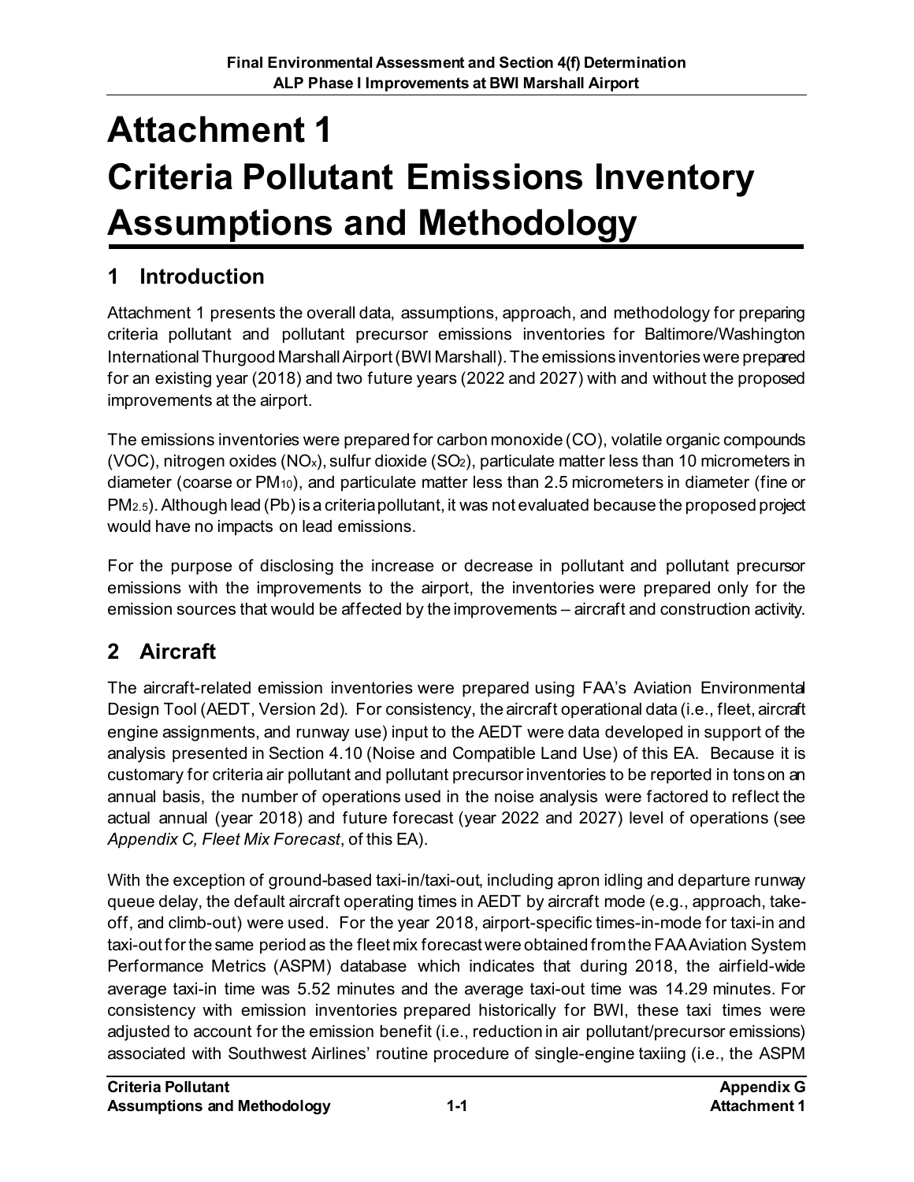# Attachment 1 Criteria Pollutant Emissions Inventory Assumptions and Methodology

## 1 Introduction

Attachment 1 presents the overall data, assumptions, approach, and methodology for preparing criteria pollutant and pollutant precursor emissions inventories for Baltimore/Washington International Thurgood Marshall Airport (BWI Marshall). The emissions inventories were prepared for an existing year (2018) and two future years (2022 and 2027) with and without the proposed improvements at the airport.

The emissions inventories were prepared for carbon monoxide (CO), volatile organic compounds (VOC), nitrogen oxides ($NO_x$), sulfur dioxide ($SO_2$), particulate matter less than 10 micrometers in diameter (coarse or $PM_{10}$), and particulate matter less than 2.5 micrometers in diameter (fine or $PM_{2.5}$). Although lead (Pb) is a criteria pollutant, it was not evaluated because the proposed project would have no impacts on lead emissions.

For the purpose of disclosing the increase or decrease in pollutant and pollutant precursor emissions with the improvements to the airport, the inventories were prepared only for the emission sources that would be affected by the improvements – aircraft and construction activity.

## 2 Aircraft

The aircraft-related emission inventories were prepared using FAA's Aviation Environmental Design Tool (AEDT, Version 2d). For consistency, the aircraft operational data (i.e., fleet, aircraft engine assignments, and runway use) input to the AEDT were data developed in support of the analysis presented in Section 4.10 (Noise and Compatible Land Use) of this EA. Because it is customary for criteria air pollutant and pollutant precursor inventories to be reported in tons on an annual basis, the number of operations used in the noise analysis were factored to reflect the actual annual (year 2018) and future forecast (year 2022 and 2027) level of operations (see *Appendix C, Fleet Mix Forecast*, of this EA).

With the exception of ground-based taxi-in/taxi-out, including apron idling and departure runway queue delay, the default aircraft operating times in AEDT by aircraft mode (e.g., approach, take-off, and climb-out) were used. For the year 2018, airport-specific times-in-mode for taxi-in and taxi-out for the same period as the fleet mix forecast were obtained from the FAA Aviation System Performance Metrics (ASPM) database which indicates that during 2018, the airfield-wide average taxi-in time was 5.52 minutes and the average taxi-out time was 14.29 minutes. For consistency with emission inventories prepared historically for BWI, these taxi times were adjusted to account for the emission benefit (i.e., reduction in air pollutant/precursor emissions) associated with Southwest Airlines' routine procedure of single-engine taxiing (i.e., the ASPM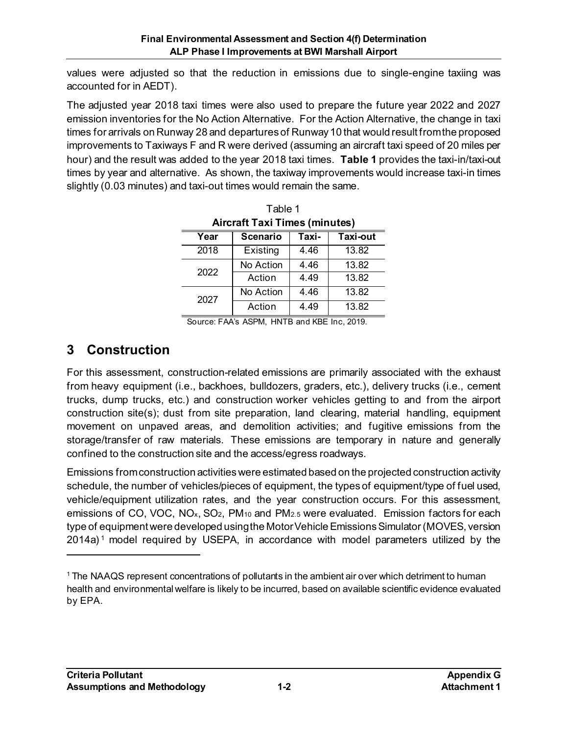values were adjusted so that the reduction in emissions due to single-engine taxiing was accounted for in AEDT).

The adjusted year 2018 taxi times were also used to prepare the future year 2022 and 2027 emission inventories for the No Action Alternative. For the Action Alternative, the change in taxi times for arrivals on Runway 28 and departures of Runway 10 that would result from the proposed improvements to Taxiways F and R were derived (assuming an aircraft taxi speed of 20 miles per hour) and the result was added to the year 2018 taxi times. **Table 1** provides the taxi-in/taxi-out times by year and alternative. As shown, the taxiway improvements would increase taxi-in times slightly (0.03 minutes) and taxi-out times would remain the same.

Table 1
**Aircraft Taxi Times (minutes)**

| Year | Scenario | Taxi- | Taxi-out |
|---|---|---|---|
| 2018 | Existing | 4.46 | 13.82 |
| 2022 | No Action | 4.46 | 13.82 |
| | Action | 4.49 | 13.82 |
| 2027 | No Action | 4.46 | 13.82 |
| | Action | 4.49 | 13.82 |

Source: FAA's ASPM, HNTB and KBE Inc, 2019.

## 3 Construction

For this assessment, construction-related emissions are primarily associated with the exhaust from heavy equipment (i.e., backhoes, bulldozers, graders, etc.), delivery trucks (i.e., cement trucks, dump trucks, etc.) and construction worker vehicles getting to and from the airport construction site(s); dust from site preparation, land clearing, material handling, equipment movement on unpaved areas, and demolition activities; and fugitive emissions from the storage/transfer of raw materials. These emissions are temporary in nature and generally confined to the construction site and the access/egress roadways.

Emissions from construction activities were estimated based on the projected construction activity schedule, the number of vehicles/pieces of equipment, the types of equipment/type of fuel used, vehicle/equipment utilization rates, and the year construction occurs. For this assessment, emissions of CO, VOC, $NO_x$, $SO_2$, $PM_{10}$ and $PM_{2.5}$ were evaluated. Emission factors for each type of equipment were developed using the Motor Vehicle Emissions Simulator (MOVES, version 2014a)[1] model required by USEPA, in accordance with model parameters utilized by the

[1] The NAAQS represent concentrations of pollutants in the ambient air over which detriment to human health and environmental welfare is likely to be incurred, based on available scientific evidence evaluated by EPA.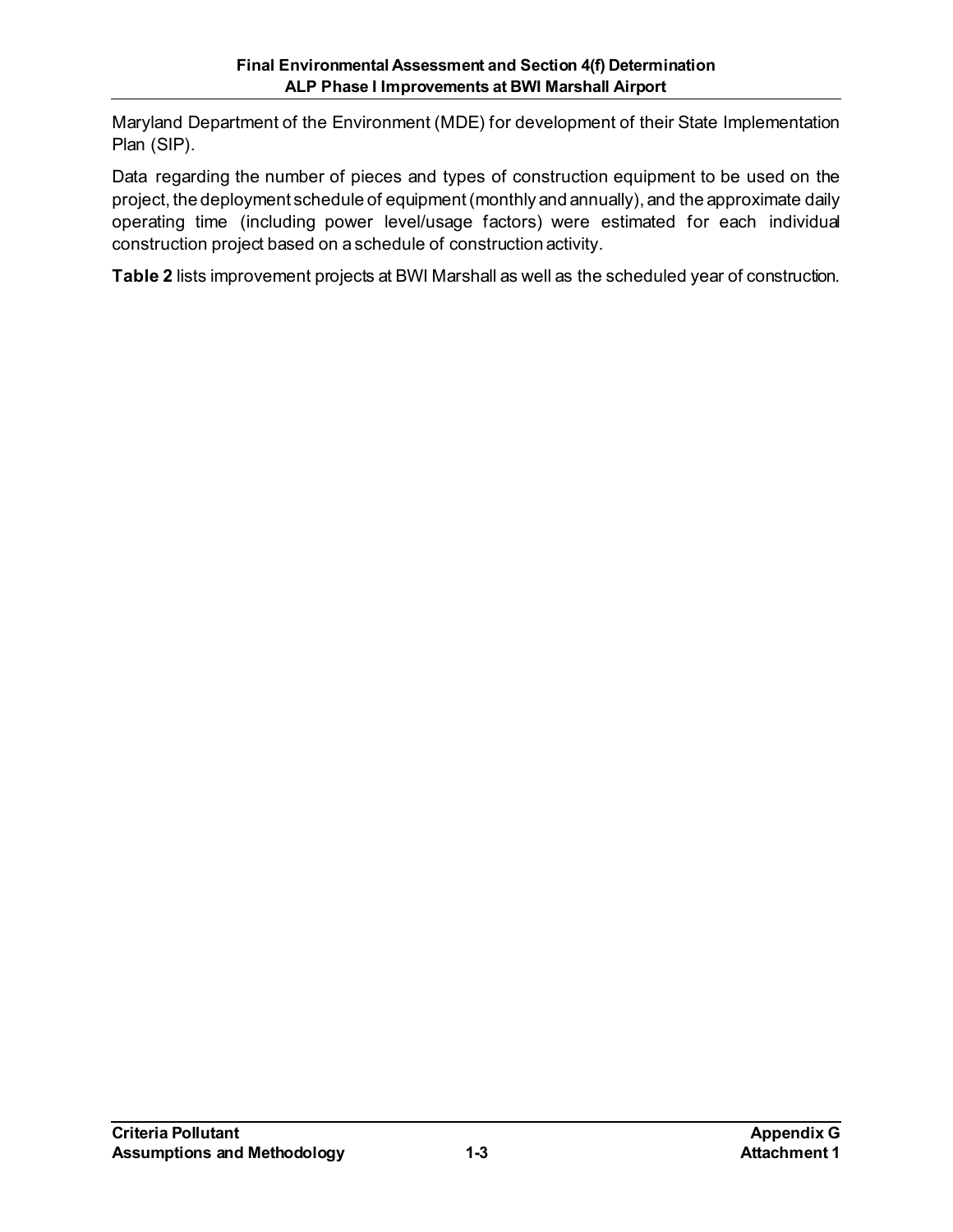Maryland Department of the Environment (MDE) for development of their State Implementation Plan (SIP).

Data regarding the number of pieces and types of construction equipment to be used on the project, the deployment schedule of equipment (monthly and annually), and the approximate daily operating time (including power level/usage factors) were estimated for each individual construction project based on a schedule of construction activity.

**Table 2** lists improvement projects at BWI Marshall as well as the scheduled year of construction.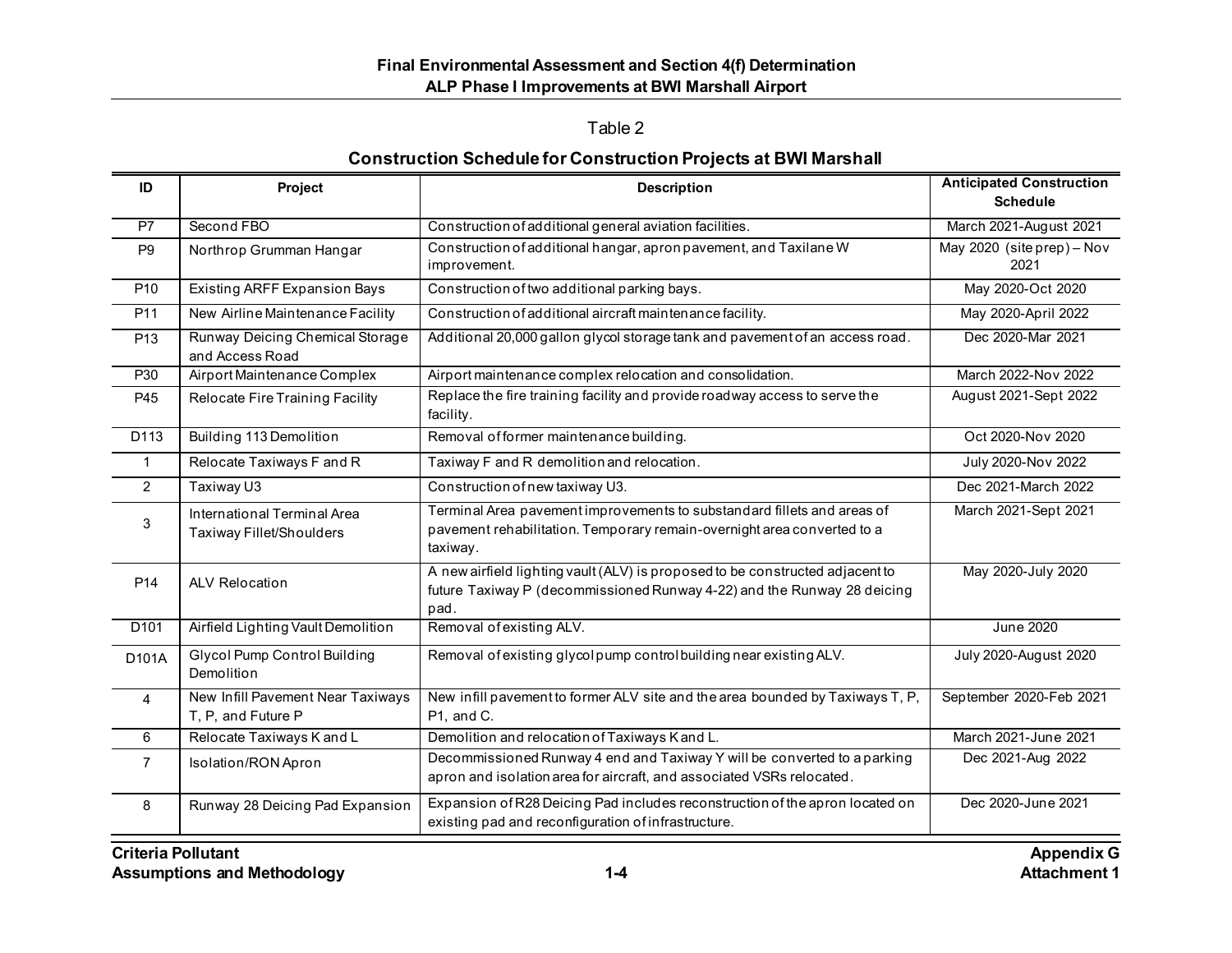Table 2

**Construction Schedule for Construction Projects at BWI Marshall**

| ID | Project | Description | Anticipated Construction Schedule |
|---|---|---|---|
| P7 | Second FBO | Construction of additional general aviation facilities. | March 2021-August 2021 |
| P9 | Northrop Grumman Hangar | Construction of additional hangar, apron pavement, and Taxilane W improvement. | May 2020 (site prep) – Nov 2021 |
| P10 | Existing ARFF Expansion Bays | Construction of two additional parking bays. | May 2020-Oct 2020 |
| P11 | New Airline Maintenance Facility | Construction of additional aircraft maintenance facility. | May 2020-April 2022 |
| P13 | Runway Deicing Chemical Storage and Access Road | Additional 20,000 gallon glycol storage tank and pavement of an access road. | Dec 2020-Mar 2021 |
| P30 | Airport Maintenance Complex | Airport maintenance complex relocation and consolidation. | March 2022-Nov 2022 |
| P45 | Relocate Fire Training Facility | Replace the fire training facility and provide roadway access to serve the facility. | August 2021-Sept 2022 |
| D113 | Building 113 Demolition | Removal of former maintenance building. | Oct 2020-Nov 2020 |
| 1 | Relocate Taxiways F and R | Taxiway F and R demolition and relocation. | July 2020-Nov 2022 |
| 2 | Taxiway U3 | Construction of new taxiway U3. | Dec 2021-March 2022 |
| 3 | International Terminal Area Taxiway Fillet/Shoulders | Terminal Area pavement improvements to substandard fillets and areas of pavement rehabilitation. Temporary remain-overnight area converted to a taxiway. | March 2021-Sept 2021 |
| P14 | ALV Relocation | A new airfield lighting vault (ALV) is proposed to be constructed adjacent to future Taxiway P (decommissioned Runway 4-22) and the Runway 28 deicing pad. | May 2020-July 2020 |
| D101 | Airfield Lighting Vault Demolition | Removal of existing ALV. | June 2020 |
| D101A | Glycol Pump Control Building Demolition | Removal of existing glycol pump control building near existing ALV. | July 2020-August 2020 |
| 4 | New Infill Pavement Near Taxiways T, P, and Future P | New infill pavement to former ALV site and the area bounded by Taxiways T, P, P1, and C. | September 2020-Feb 2021 |
| 6 | Relocate Taxiways K and L | Demolition and relocation of Taxiways K and L. | March 2021-June 2021 |
| 7 | Isolation/RON Apron | Decommissioned Runway 4 end and Taxiway Y will be converted to a parking apron and isolation area for aircraft, and associated VSRs relocated. | Dec 2021-Aug 2022 |
| 8 | Runway 28 Deicing Pad Expansion | Expansion of R28 Deicing Pad includes reconstruction of the apron located on existing pad and reconfiguration of infrastructure. | Dec 2020-June 2021 |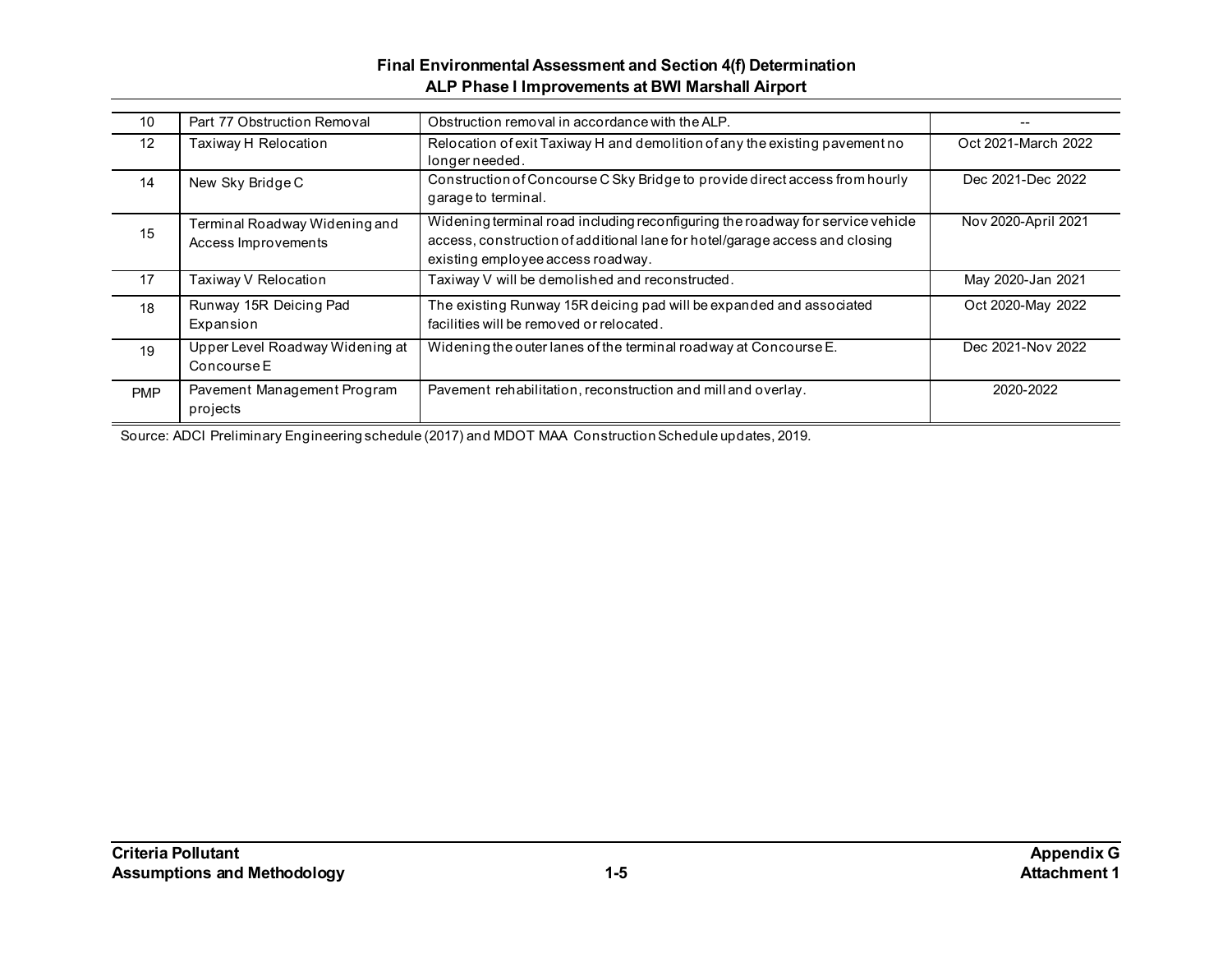| 10 | Part 77 Obstruction Removal | Obstruction removal in accordance with the ALP. | -- |
|---|---|---|---|
| 12 | Taxiway H Relocation | Relocation of exit Taxiway H and demolition of any the existing pavement no longer needed. | Oct 2021-March 2022 |
| 14 | New Sky Bridge C | Construction of Concourse C Sky Bridge to provide direct access from hourly garage to terminal. | Dec 2021-Dec 2022 |
| 15 | Terminal Roadway Widening and Access Improvements | Widening terminal road including reconfiguring the roadway for service vehicle access, construction of additional lane for hotel/garage access and closing existing employee access roadway. | Nov 2020-April 2021 |
| 17 | Taxiway V Relocation | Taxiway V will be demolished and reconstructed. | May 2020-Jan 2021 |
| 18 | Runway 15R Deicing Pad Expansion | The existing Runway 15R deicing pad will be expanded and associated facilities will be removed or relocated. | Oct 2020-May 2022 |
| 19 | Upper Level Roadway Widening at Concourse E | Widening the outer lanes of the terminal roadway at Concourse E. | Dec 2021-Nov 2022 |
| PMP | Pavement Management Program projects | Pavement rehabilitation, reconstruction and mill and overlay. | 2020-2022 |

Source: ADCI Preliminary Engineering schedule (2017) and MDOT MAA Construction Schedule updates, 2019.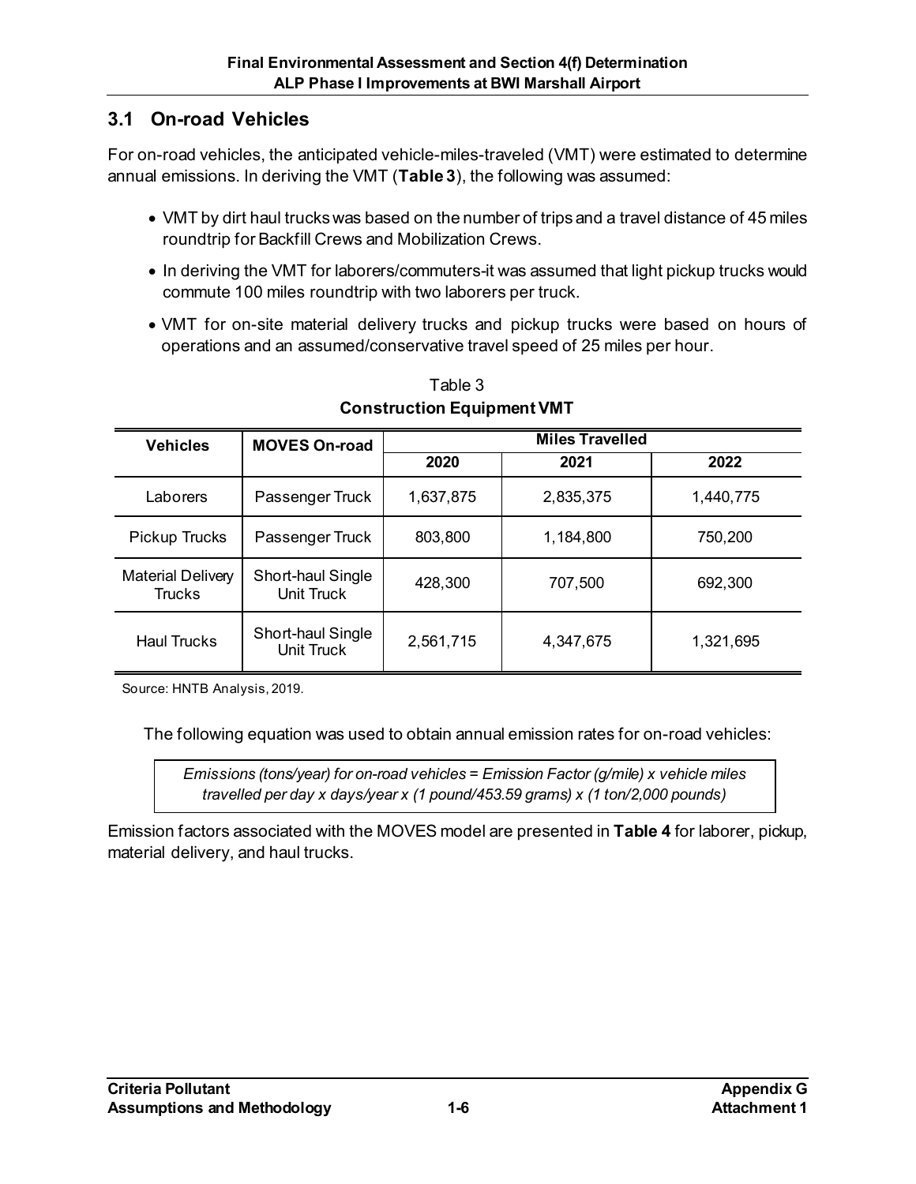## 3.1 On-road Vehicles

For on-road vehicles, the anticipated vehicle-miles-traveled (VMT) were estimated to determine annual emissions. In deriving the VMT (**Table 3**), the following was assumed:

- VMT by dirt haul trucks was based on the number of trips and a travel distance of 45 miles roundtrip for Backfill Crews and Mobilization Crews.
- In deriving the VMT for laborers/commuters-it was assumed that light pickup trucks would commute 100 miles roundtrip with two laborers per truck.
- VMT for on-site material delivery trucks and pickup trucks were based on hours of operations and an assumed/conservative travel speed of 25 miles per hour.

Table 3
**Construction Equipment VMT**

| Vehicles | MOVES On-road | Miles Travelled | | |
|---|---|---|---|---|
| | | 2020 | 2021 | 2022 |
| Laborers | Passenger Truck | 1,637,875 | 2,835,375 | 1,440,775 |
| Pickup Trucks | Passenger Truck | 803,800 | 1,184,800 | 750,200 |
| Material Delivery Trucks | Short-haul Single Unit Truck | 428,300 | 707,500 | 692,300 |
| Haul Trucks | Short-haul Single Unit Truck | 2,561,715 | 4,347,675 | 1,321,695 |

Source: HNTB Analysis, 2019.

The following equation was used to obtain annual emission rates for on-road vehicles:

*Emissions (tons/year) for on-road vehicles = Emission Factor (g/mile) x vehicle miles travelled per day x days/year x (1 pound/453.59 grams) x (1 ton/2,000 pounds)*

Emission factors associated with the MOVES model are presented in **Table 4** for laborer, pickup, material delivery, and haul trucks.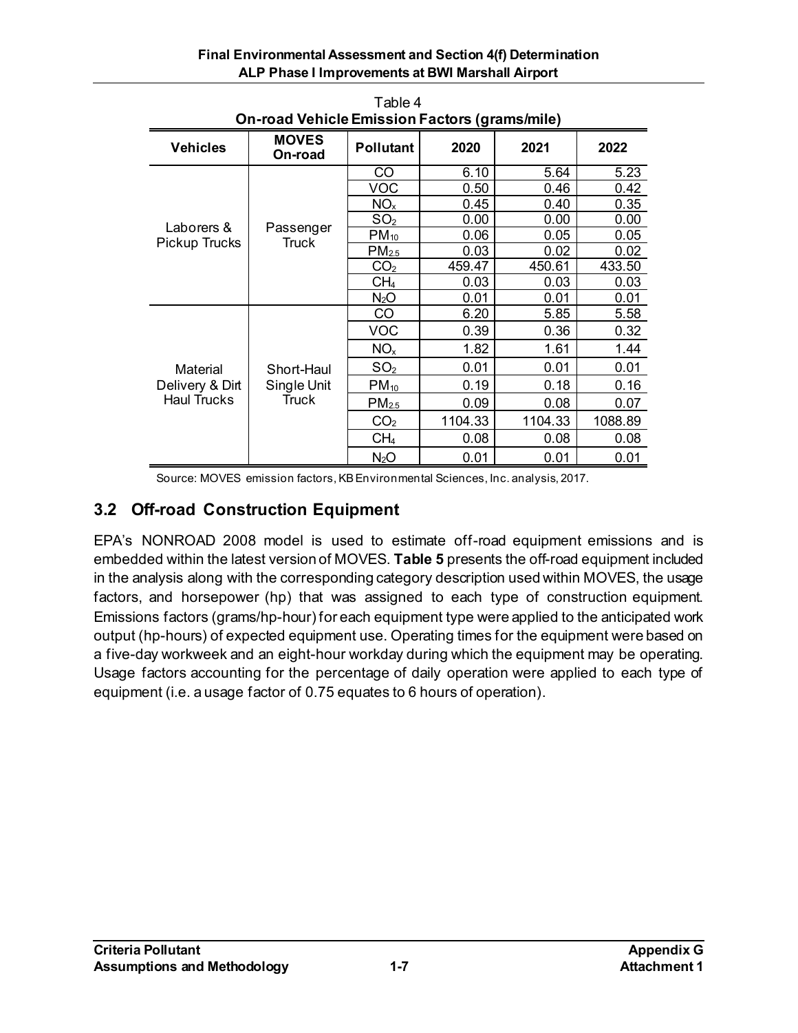Table 4

**On-road Vehicle Emission Factors (grams/mile)**

| Vehicles | MOVES On-road | Pollutant | 2020 | 2021 | 2022 |
|---|---|---|---|---|---|
| Laborers & Pickup Trucks | Passenger Truck | CO | 6.10 | 5.64 | 5.23 |
| | | VOC | 0.50 | 0.46 | 0.42 |
| | | $NO_x$ | 0.45 | 0.40 | 0.35 |
| | | $SO_2$ | 0.00 | 0.00 | 0.00 |
| | | $PM_{10}$ | 0.06 | 0.05 | 0.05 |
| | | $PM_{2.5}$ | 0.03 | 0.02 | 0.02 |
| | | $CO_2$ | 459.47 | 450.61 | 433.50 |
| | | $CH_4$ | 0.03 | 0.03 | 0.03 |
| | | $N_2O$ | 0.01 | 0.01 | 0.01 |
| Material Delivery & Dirt Haul Trucks | Short-Haul Single Unit Truck | CO | 6.20 | 5.85 | 5.58 |
| | | VOC | 0.39 | 0.36 | 0.32 |
| | | $NO_x$ | 1.82 | 1.61 | 1.44 |
| | | $SO_2$ | 0.01 | 0.01 | 0.01 |
| | | $PM_{10}$ | 0.19 | 0.18 | 0.16 |
| | | $PM_{2.5}$ | 0.09 | 0.08 | 0.07 |
| | | $CO_2$ | 1104.33 | 1104.33 | 1088.89 |
| | | $CH_4$ | 0.08 | 0.08 | 0.08 |
| | | $N_2O$ | 0.01 | 0.01 | 0.01 |

Source: MOVES emission factors, KB Environmental Sciences, Inc. analysis, 2017.

## 3.2 Off-road Construction Equipment

EPA's NONROAD 2008 model is used to estimate off-road equipment emissions and is embedded within the latest version of MOVES. **Table 5** presents the off-road equipment included in the analysis along with the corresponding category description used within MOVES, the usage factors, and horsepower (hp) that was assigned to each type of construction equipment. Emissions factors (grams/hp-hour) for each equipment type were applied to the anticipated work output (hp-hours) of expected equipment use. Operating times for the equipment were based on a five-day workweek and an eight-hour workday during which the equipment may be operating. Usage factors accounting for the percentage of daily operation were applied to each type of equipment (i.e. a usage factor of 0.75 equates to 6 hours of operation).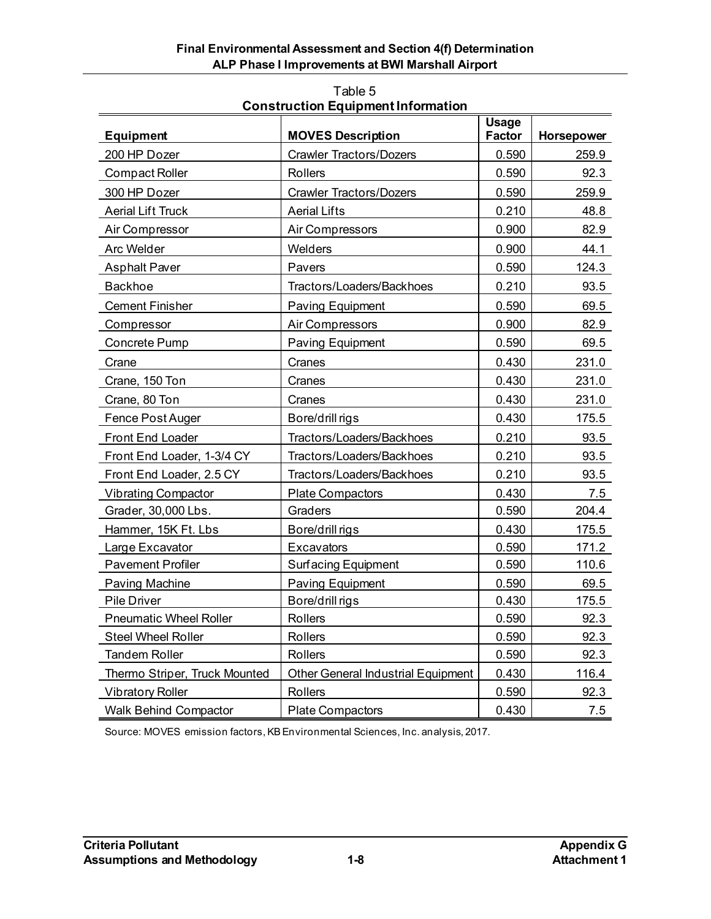Table 5
**Construction Equipment Information**

| Equipment | MOVES Description | Usage Factor | Horsepower |
|---|---|---|---|
| 200 HP Dozer | Crawler Tractors/Dozers | 0.590 | 259.9 |
| Compact Roller | Rollers | 0.590 | 92.3 |
| 300 HP Dozer | Crawler Tractors/Dozers | 0.590 | 259.9 |
| Aerial Lift Truck | Aerial Lifts | 0.210 | 48.8 |
| Air Compressor | Air Compressors | 0.900 | 82.9 |
| Arc Welder | Welders | 0.900 | 44.1 |
| Asphalt Paver | Pavers | 0.590 | 124.3 |
| Backhoe | Tractors/Loaders/Backhoes | 0.210 | 93.5 |
| Cement Finisher | Paving Equipment | 0.590 | 69.5 |
| Compressor | Air Compressors | 0.900 | 82.9 |
| Concrete Pump | Paving Equipment | 0.590 | 69.5 |
| Crane | Cranes | 0.430 | 231.0 |
| Crane, 150 Ton | Cranes | 0.430 | 231.0 |
| Crane, 80 Ton | Cranes | 0.430 | 231.0 |
| Fence Post Auger | Bore/drill rigs | 0.430 | 175.5 |
| Front End Loader | Tractors/Loaders/Backhoes | 0.210 | 93.5 |
| Front End Loader, 1-3/4 CY | Tractors/Loaders/Backhoes | 0.210 | 93.5 |
| Front End Loader, 2.5 CY | Tractors/Loaders/Backhoes | 0.210 | 93.5 |
| Vibrating Compactor | Plate Compactors | 0.430 | 7.5 |
| Grader, 30,000 Lbs. | Graders | 0.590 | 204.4 |
| Hammer, 15K Ft. Lbs | Bore/drill rigs | 0.430 | 175.5 |
| Large Excavator | Excavators | 0.590 | 171.2 |
| Pavement Profiler | Surfacing Equipment | 0.590 | 110.6 |
| Paving Machine | Paving Equipment | 0.590 | 69.5 |
| Pile Driver | Bore/drill rigs | 0.430 | 175.5 |
| Pneumatic Wheel Roller | Rollers | 0.590 | 92.3 |
| Steel Wheel Roller | Rollers | 0.590 | 92.3 |
| Tandem Roller | Rollers | 0.590 | 92.3 |
| Thermo Striper, Truck Mounted | Other General Industrial Equipment | 0.430 | 116.4 |
| Vibratory Roller | Rollers | 0.590 | 92.3 |
| Walk Behind Compactor | Plate Compactors | 0.430 | 7.5 |

Source: MOVES emission factors, KB Environmental Sciences, Inc. analysis, 2017.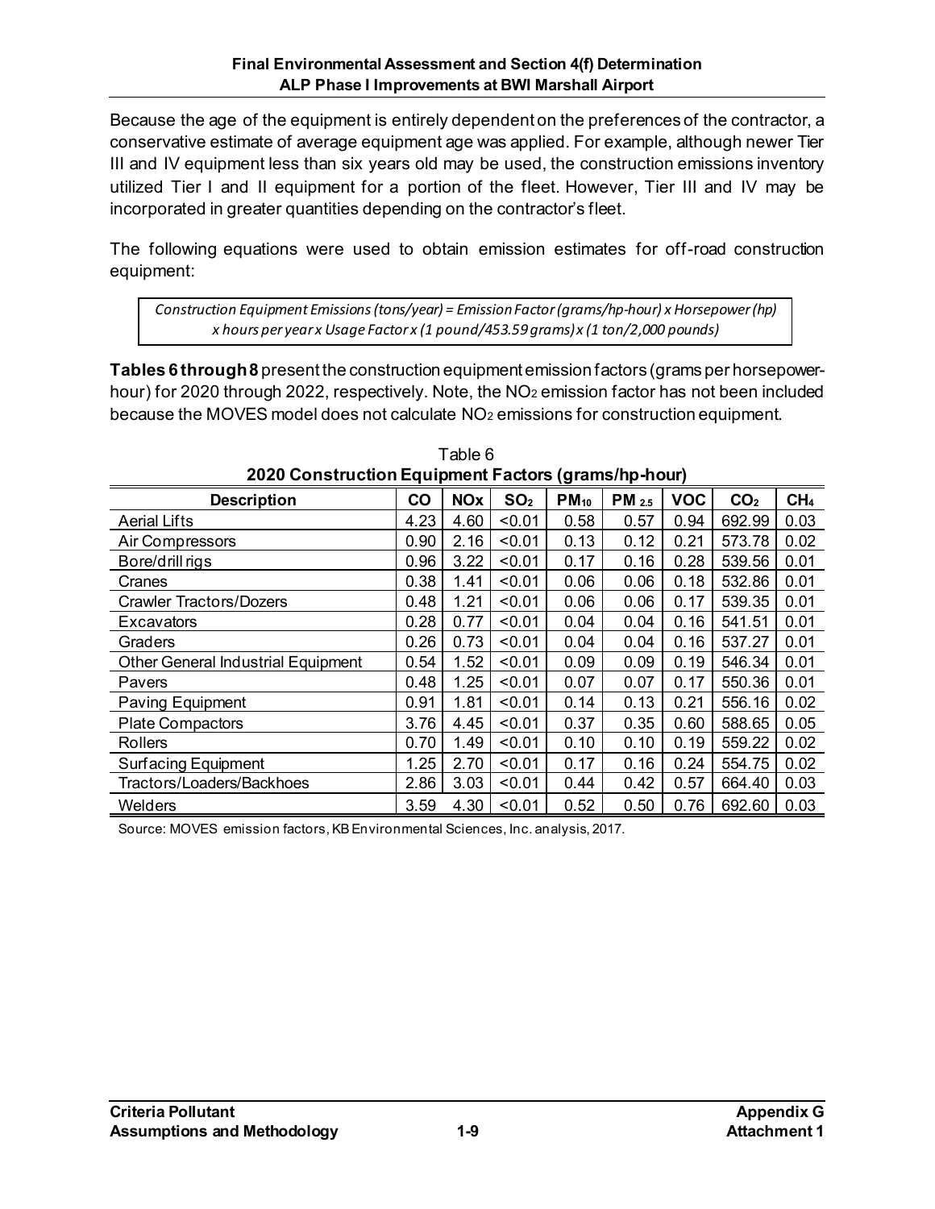Because the age of the equipment is entirely dependent on the preferences of the contractor, a conservative estimate of average equipment age was applied. For example, although newer Tier III and IV equipment less than six years old may be used, the construction emissions inventory utilized Tier I and II equipment for a portion of the fleet. However, Tier III and IV may be incorporated in greater quantities depending on the contractor's fleet.

The following equations were used to obtain emission estimates for off-road construction equipment:

*Construction Equipment Emissions (tons/year) = Emission Factor (grams/hp-hour) x Horsepower (hp) x hours per year x Usage Factor x (1 pound/453.59 grams) x (1 ton/2,000 pounds)*

**Tables 6 through 8** present the construction equipment emission factors (grams per horsepower-hour) for 2020 through 2022, respectively. Note, the $NO_2$ emission factor has not been included because the MOVES model does not calculate $NO_2$ emissions for construction equipment.

Table 6
**2020 Construction Equipment Factors (grams/hp-hour)**

| Description | CO | NOx | $SO_2$ | $PM_{10}$ | $PM_{2.5}$ | VOC | $CO_2$ | $CH_4$ |
|---|---|---|---|---|---|---|---|---|
| Aerial Lifts | 4.23 | 4.60 | <0.01 | 0.58 | 0.57 | 0.94 | 692.99 | 0.03 |
| Air Compressors | 0.90 | 2.16 | <0.01 | 0.13 | 0.12 | 0.21 | 573.78 | 0.02 |
| Bore/drill rigs | 0.96 | 3.22 | <0.01 | 0.17 | 0.16 | 0.28 | 539.56 | 0.01 |
| Cranes | 0.38 | 1.41 | <0.01 | 0.06 | 0.06 | 0.18 | 532.86 | 0.01 |
| Crawler Tractors/Dozers | 0.48 | 1.21 | <0.01 | 0.06 | 0.06 | 0.17 | 539.35 | 0.01 |
| Excavators | 0.28 | 0.77 | <0.01 | 0.04 | 0.04 | 0.16 | 541.51 | 0.01 |
| Graders | 0.26 | 0.73 | <0.01 | 0.04 | 0.04 | 0.16 | 537.27 | 0.01 |
| Other General Industrial Equipment | 0.54 | 1.52 | <0.01 | 0.09 | 0.09 | 0.19 | 546.34 | 0.01 |
| Pavers | 0.48 | 1.25 | <0.01 | 0.07 | 0.07 | 0.17 | 550.36 | 0.01 |
| Paving Equipment | 0.91 | 1.81 | <0.01 | 0.14 | 0.13 | 0.21 | 556.16 | 0.02 |
| Plate Compactors | 3.76 | 4.45 | <0.01 | 0.37 | 0.35 | 0.60 | 588.65 | 0.05 |
| Rollers | 0.70 | 1.49 | <0.01 | 0.10 | 0.10 | 0.19 | 559.22 | 0.02 |
| Surfacing Equipment | 1.25 | 2.70 | <0.01 | 0.17 | 0.16 | 0.24 | 554.75 | 0.02 |
| Tractors/Loaders/Backhoes | 2.86 | 3.03 | <0.01 | 0.44 | 0.42 | 0.57 | 664.40 | 0.03 |
| Welders | 3.59 | 4.30 | <0.01 | 0.52 | 0.50 | 0.76 | 692.60 | 0.03 |

Source: MOVES emission factors, KB Environmental Sciences, Inc. analysis, 2017.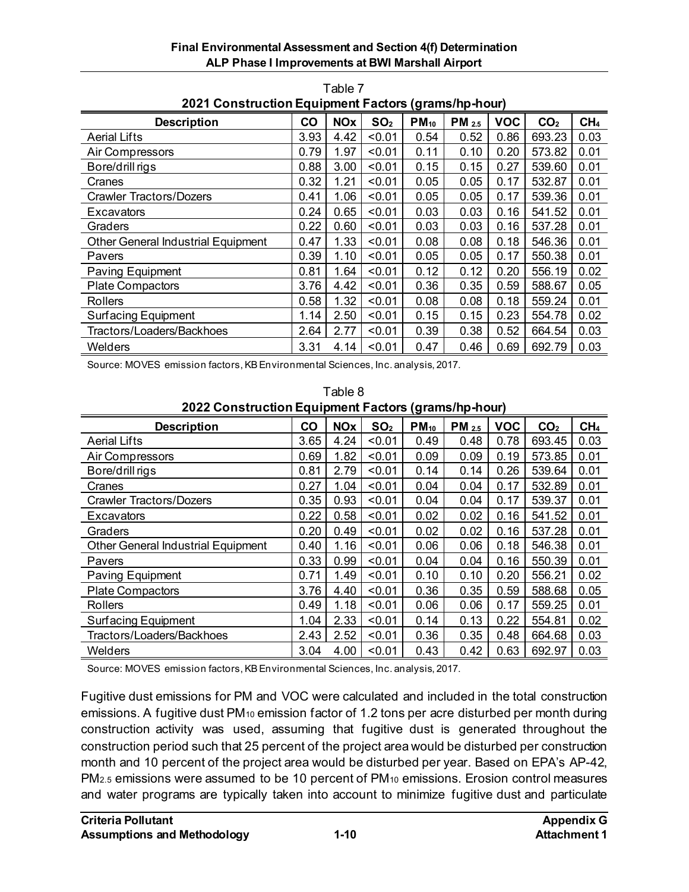Table 7

**2021 Construction Equipment Factors (grams/hp-hour)**

| Description | CO | NOx | $SO_2$ | $PM_{10}$ | $PM_{2.5}$ | VOC | $CO_2$ | $CH_4$ |
|---|---|---|---|---|---|---|---|---|
| Aerial Lifts | 3.93 | 4.42 | <0.01 | 0.54 | 0.52 | 0.86 | 693.23 | 0.03 |
| Air Compressors | 0.79 | 1.97 | <0.01 | 0.11 | 0.10 | 0.20 | 573.82 | 0.01 |
| Bore/drill rigs | 0.88 | 3.00 | <0.01 | 0.15 | 0.15 | 0.27 | 539.60 | 0.01 |
| Cranes | 0.32 | 1.21 | <0.01 | 0.05 | 0.05 | 0.17 | 532.87 | 0.01 |
| Crawler Tractors/Dozers | 0.41 | 1.06 | <0.01 | 0.05 | 0.05 | 0.17 | 539.36 | 0.01 |
| Excavators | 0.24 | 0.65 | <0.01 | 0.03 | 0.03 | 0.16 | 541.52 | 0.01 |
| Graders | 0.22 | 0.60 | <0.01 | 0.03 | 0.03 | 0.16 | 537.28 | 0.01 |
| Other General Industrial Equipment | 0.47 | 1.33 | <0.01 | 0.08 | 0.08 | 0.18 | 546.36 | 0.01 |
| Pavers | 0.39 | 1.10 | <0.01 | 0.05 | 0.05 | 0.17 | 550.38 | 0.01 |
| Paving Equipment | 0.81 | 1.64 | <0.01 | 0.12 | 0.12 | 0.20 | 556.19 | 0.02 |
| Plate Compactors | 3.76 | 4.42 | <0.01 | 0.36 | 0.35 | 0.59 | 588.67 | 0.05 |
| Rollers | 0.58 | 1.32 | <0.01 | 0.08 | 0.08 | 0.18 | 559.24 | 0.01 |
| Surfacing Equipment | 1.14 | 2.50 | <0.01 | 0.15 | 0.15 | 0.23 | 554.78 | 0.02 |
| Tractors/Loaders/Backhoes | 2.64 | 2.77 | <0.01 | 0.39 | 0.38 | 0.52 | 664.54 | 0.03 |
| Welders | 3.31 | 4.14 | <0.01 | 0.47 | 0.46 | 0.69 | 692.79 | 0.03 |

Source: MOVES emission factors, KB Environmental Sciences, Inc. analysis, 2017.

Table 8

**2022 Construction Equipment Factors (grams/hp-hour)**

| Description | CO | NOx | $SO_2$ | $PM_{10}$ | $PM_{2.5}$ | VOC | $CO_2$ | $CH_4$ |
|---|---|---|---|---|---|---|---|---|
| Aerial Lifts | 3.65 | 4.24 | <0.01 | 0.49 | 0.48 | 0.78 | 693.45 | 0.03 |
| Air Compressors | 0.69 | 1.82 | <0.01 | 0.09 | 0.09 | 0.19 | 573.85 | 0.01 |
| Bore/drill rigs | 0.81 | 2.79 | <0.01 | 0.14 | 0.14 | 0.26 | 539.64 | 0.01 |
| Cranes | 0.27 | 1.04 | <0.01 | 0.04 | 0.04 | 0.17 | 532.89 | 0.01 |
| Crawler Tractors/Dozers | 0.35 | 0.93 | <0.01 | 0.04 | 0.04 | 0.17 | 539.37 | 0.01 |
| Excavators | 0.22 | 0.58 | <0.01 | 0.02 | 0.02 | 0.16 | 541.52 | 0.01 |
| Graders | 0.20 | 0.49 | <0.01 | 0.02 | 0.02 | 0.16 | 537.28 | 0.01 |
| Other General Industrial Equipment | 0.40 | 1.16 | <0.01 | 0.06 | 0.06 | 0.18 | 546.38 | 0.01 |
| Pavers | 0.33 | 0.99 | <0.01 | 0.04 | 0.04 | 0.16 | 550.39 | 0.01 |
| Paving Equipment | 0.71 | 1.49 | <0.01 | 0.10 | 0.10 | 0.20 | 556.21 | 0.02 |
| Plate Compactors | 3.76 | 4.40 | <0.01 | 0.36 | 0.35 | 0.59 | 588.68 | 0.05 |
| Rollers | 0.49 | 1.18 | <0.01 | 0.06 | 0.06 | 0.17 | 559.25 | 0.01 |
| Surfacing Equipment | 1.04 | 2.33 | <0.01 | 0.14 | 0.13 | 0.22 | 554.81 | 0.02 |
| Tractors/Loaders/Backhoes | 2.43 | 2.52 | <0.01 | 0.36 | 0.35 | 0.48 | 664.68 | 0.03 |
| Welders | 3.04 | 4.00 | <0.01 | 0.43 | 0.42 | 0.63 | 692.97 | 0.03 |

Source: MOVES emission factors, KB Environmental Sciences, Inc. analysis, 2017.

Fugitive dust emissions for PM and VOC were calculated and included in the total construction emissions. A fugitive dust $PM_{10}$ emission factor of 1.2 tons per acre disturbed per month during construction activity was used, assuming that fugitive dust is generated throughout the construction period such that 25 percent of the project area would be disturbed per construction month and 10 percent of the project area would be disturbed per year. Based on EPA's AP-42, $PM_{2.5}$ emissions were assumed to be 10 percent of $PM_{10}$ emissions. Erosion control measures and water programs are typically taken into account to minimize fugitive dust and particulate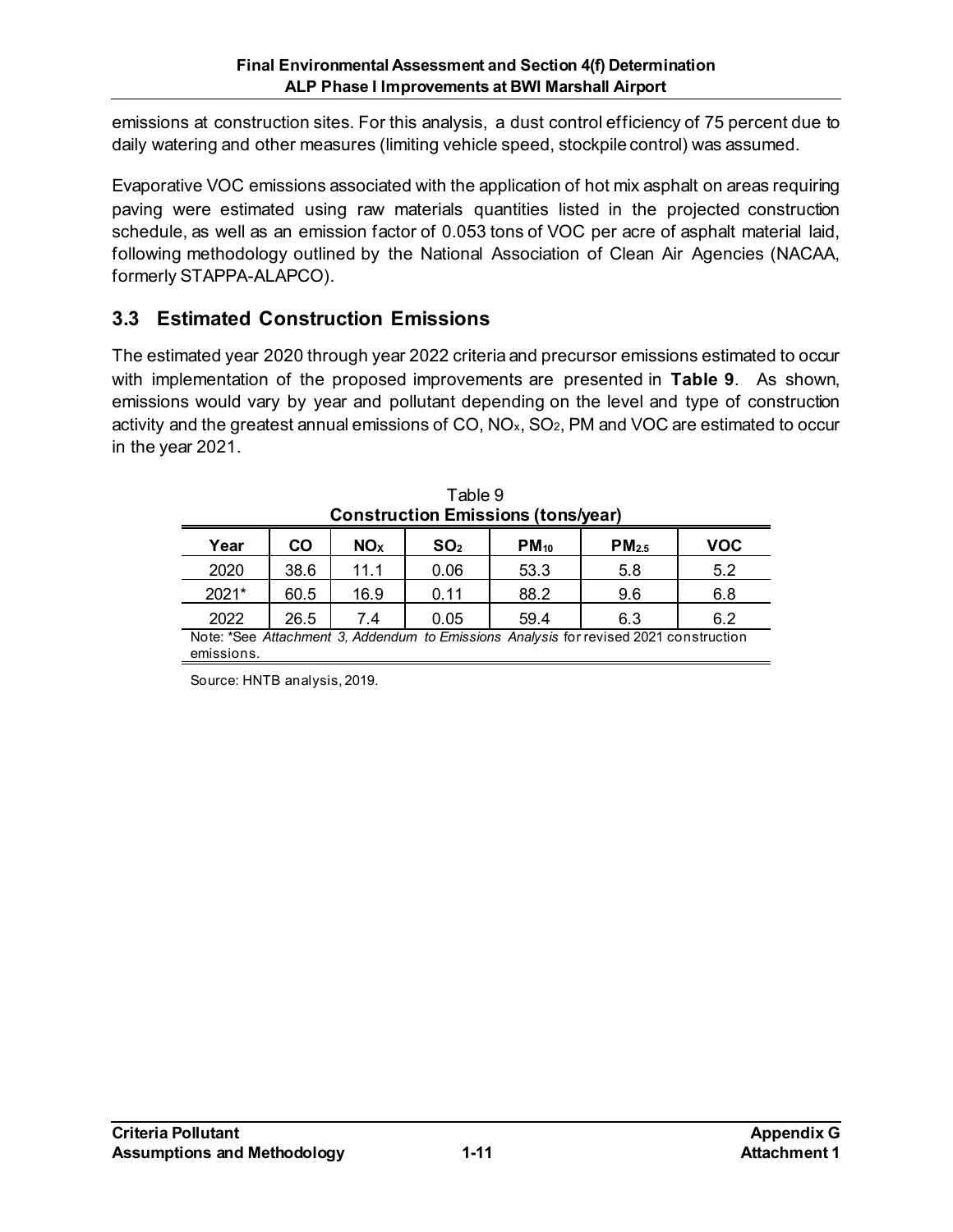emissions at construction sites. For this analysis, a dust control efficiency of 75 percent due to daily watering and other measures (limiting vehicle speed, stockpile control) was assumed.

Evaporative VOC emissions associated with the application of hot mix asphalt on areas requiring paving were estimated using raw materials quantities listed in the projected construction schedule, as well as an emission factor of 0.053 tons of VOC per acre of asphalt material laid, following methodology outlined by the National Association of Clean Air Agencies (NACAA, formerly STAPPA-ALAPCO).

## 3.3 Estimated Construction Emissions

The estimated year 2020 through year 2022 criteria and precursor emissions estimated to occur with implementation of the proposed improvements are presented in **Table 9**. As shown, emissions would vary by year and pollutant depending on the level and type of construction activity and the greatest annual emissions of CO, $NO_x$, $SO_2$, PM and VOC are estimated to occur in the year 2021.

Table 9
**Construction Emissions (tons/year)**

| Year | CO | $NO_X$ | $SO_2$ | $PM_{10}$ | $PM_{2.5}$ | VOC |
|---|---|---|---|---|---|---|
| 2020 | 38.6 | 11.1 | 0.06 | 53.3 | 5.8 | 5.2 |
| 2021* | 60.5 | 16.9 | 0.11 | 88.2 | 9.6 | 6.8 |
| 2022 | 26.5 | 7.4 | 0.05 | 59.4 | 6.3 | 6.2 |

Note: *See *Attachment 3, Addendum to Emissions Analysis* for revised 2021 construction emissions.

Source: HNTB analysis, 2019.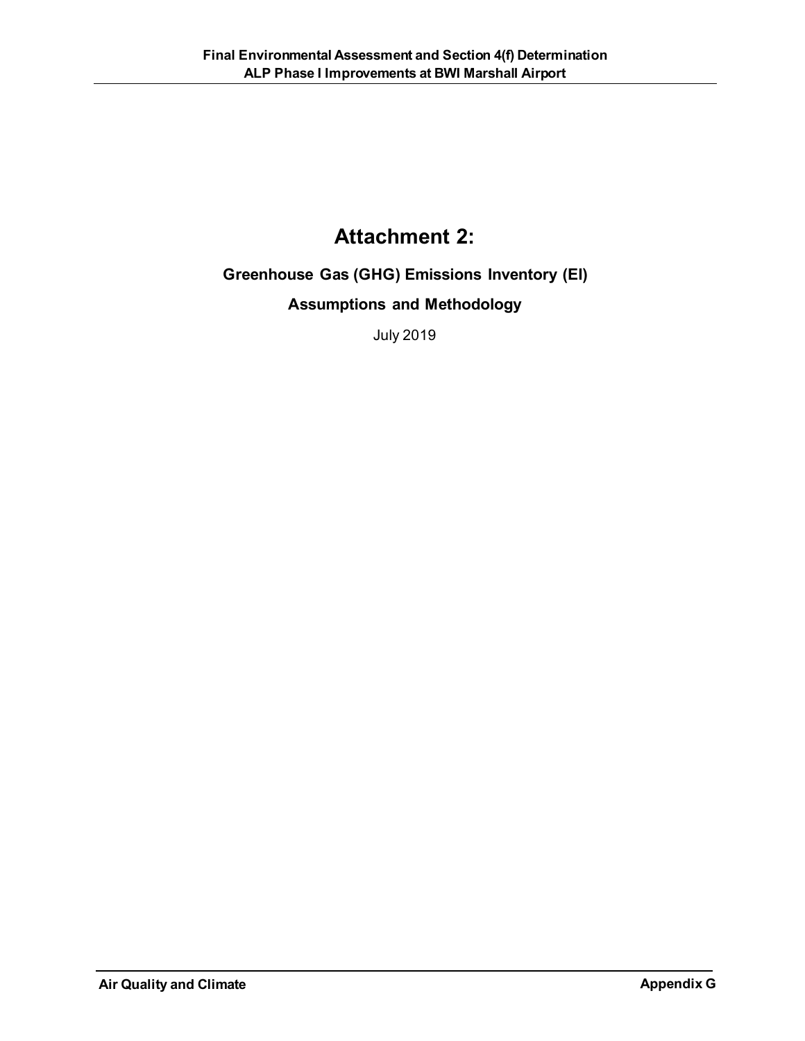# Attachment 2:

## Greenhouse Gas (GHG) Emissions Inventory (EI)

## Assumptions and Methodology

July 2019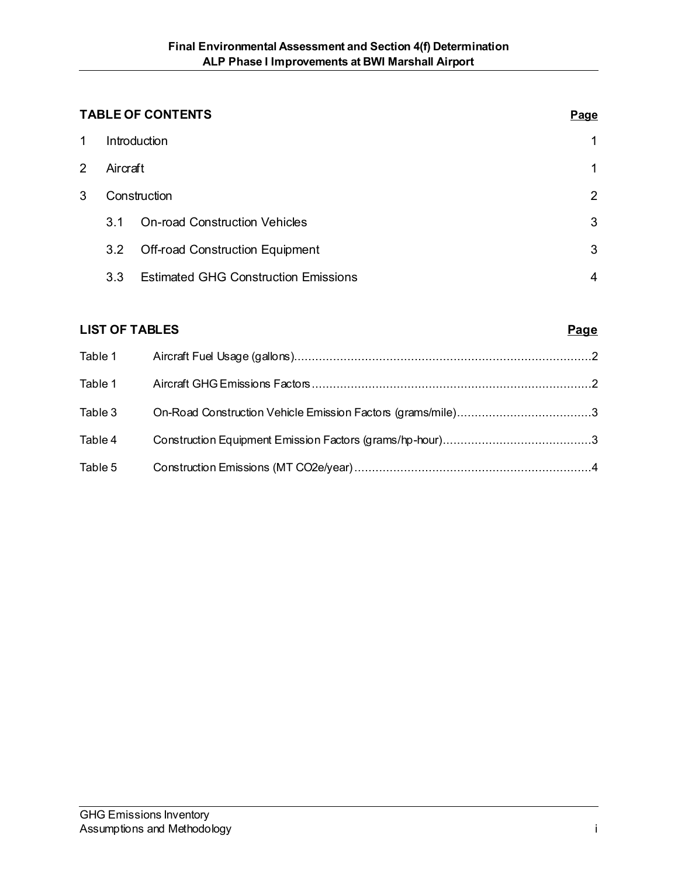## TABLE OF CONTENTS

| | | Page |
|---|---|---|
| 1 | Introduction | 1 |
| 2 | Aircraft | 1 |
| 3 | Construction | 2 |
| 3.1 | On-road Construction Vehicles | 3 |
| 3.2 | Off-road Construction Equipment | 3 |
| 3.3 | Estimated GHG Construction Emissions | 4 |

## LIST OF TABLES

| | | Page |
|---|---|---|
| Table 1 | Aircraft Fuel Usage (gallons) | 2 |
| Table 1 | Aircraft GHG Emissions Factors | 2 |
| Table 3 | On-Road Construction Vehicle Emission Factors (grams/mile) | 3 |
| Table 4 | Construction Equipment Emission Factors (grams/hp-hour) | 3 |
| Table 5 | Construction Emissions (MT CO2e/year) | 4 |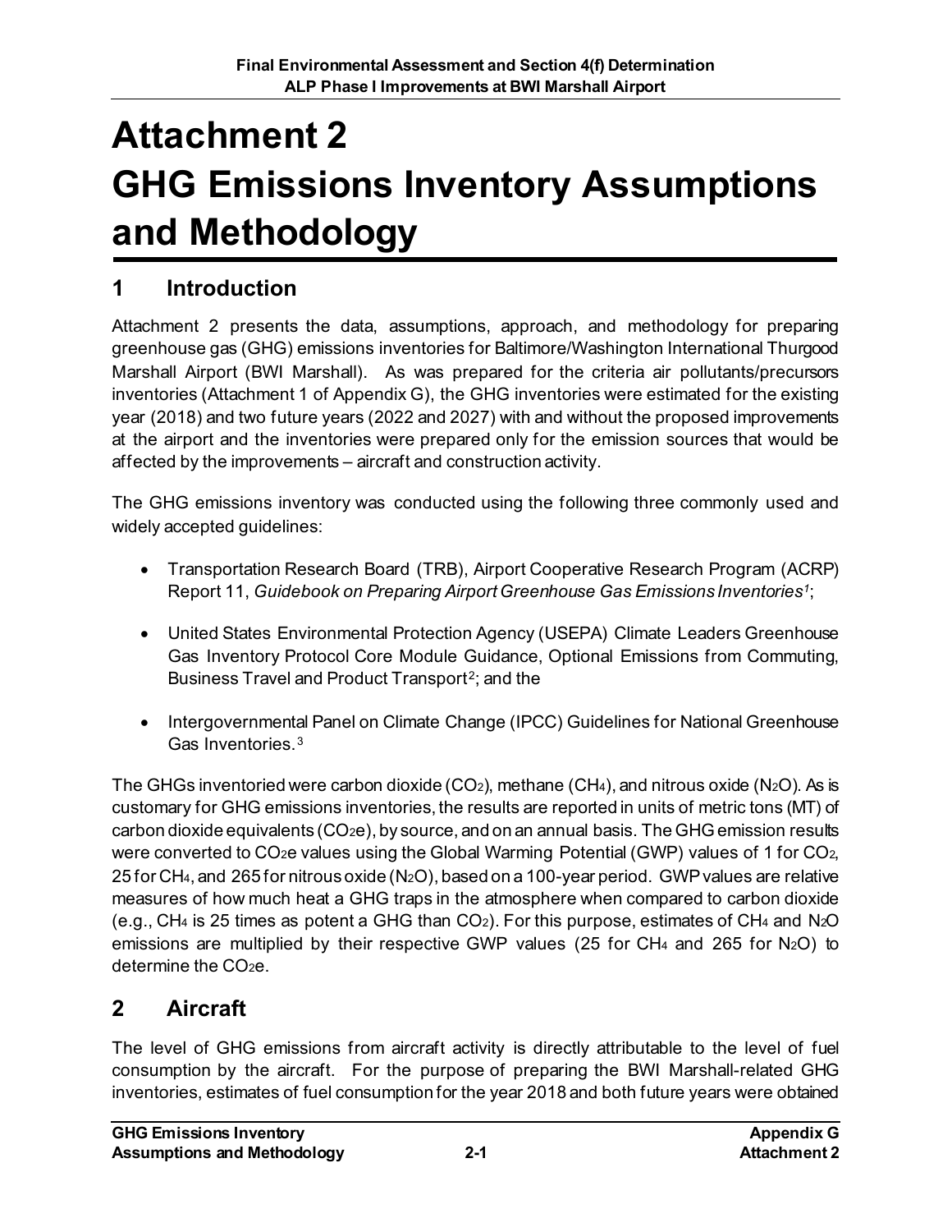# Attachment 2 GHG Emissions Inventory Assumptions and Methodology

## 1 Introduction

Attachment 2 presents the data, assumptions, approach, and methodology for preparing greenhouse gas (GHG) emissions inventories for Baltimore/Washington International Thurgood Marshall Airport (BWI Marshall). As was prepared for the criteria air pollutants/precursors inventories (Attachment 1 of Appendix G), the GHG inventories were estimated for the existing year (2018) and two future years (2022 and 2027) with and without the proposed improvements at the airport and the inventories were prepared only for the emission sources that would be affected by the improvements – aircraft and construction activity.

The GHG emissions inventory was conducted using the following three commonly used and widely accepted guidelines:

- Transportation Research Board (TRB), Airport Cooperative Research Program (ACRP) Report 11, *Guidebook on Preparing Airport Greenhouse Gas Emissions Inventories*[1];
- United States Environmental Protection Agency (USEPA) Climate Leaders Greenhouse Gas Inventory Protocol Core Module Guidance, Optional Emissions from Commuting, Business Travel and Product Transport[2]; and the
- Intergovernmental Panel on Climate Change (IPCC) Guidelines for National Greenhouse Gas Inventories.[3]

The GHGs inventoried were carbon dioxide ($CO_2$), methane ($CH_4$), and nitrous oxide ($N_2O$). As is customary for GHG emissions inventories, the results are reported in units of metric tons (MT) of carbon dioxide equivalents ($CO_2e$), by source, and on an annual basis. The GHG emission results were converted to $CO_2e$ values using the Global Warming Potential (GWP) values of 1 for $CO_2$, 25 for $CH_4$, and 265 for nitrous oxide ($N_2O$), based on a 100-year period. GWP values are relative measures of how much heat a GHG traps in the atmosphere when compared to carbon dioxide (e.g., $CH_4$ is 25 times as potent a GHG than $CO_2$). For this purpose, estimates of $CH_4$ and $N_2O$ emissions are multiplied by their respective GWP values (25 for $CH_4$ and 265 for $N_2O$) to determine the $CO_2e$.

## 2 Aircraft

The level of GHG emissions from aircraft activity is directly attributable to the level of fuel consumption by the aircraft. For the purpose of preparing the BWI Marshall-related GHG inventories, estimates of fuel consumption for the year 2018 and both future years were obtained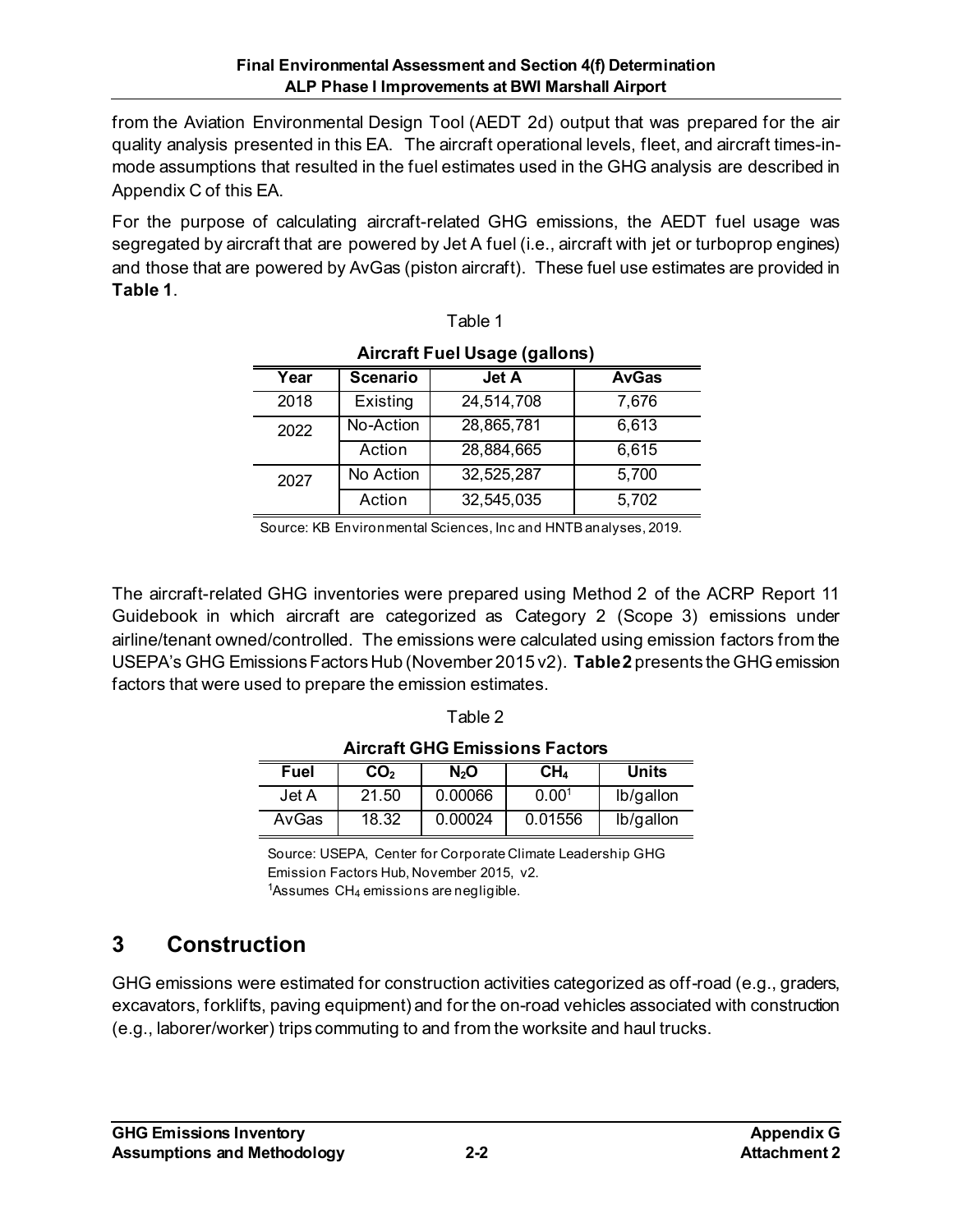from the Aviation Environmental Design Tool (AEDT 2d) output that was prepared for the air quality analysis presented in this EA. The aircraft operational levels, fleet, and aircraft times-in-mode assumptions that resulted in the fuel estimates used in the GHG analysis are described in Appendix C of this EA.

For the purpose of calculating aircraft-related GHG emissions, the AEDT fuel usage was segregated by aircraft that are powered by Jet A fuel (i.e., aircraft with jet or turboprop engines) and those that are powered by AvGas (piston aircraft). These fuel use estimates are provided in **Table 1**.

Table 1

**Aircraft Fuel Usage (gallons)**

| Year | Scenario | Jet A | AvGas |
|---|---|---|---|
| 2018 | Existing | 24,514,708 | 7,676 |
| 2022 | No-Action | 28,865,781 | 6,613 |
| | Action | 28,884,665 | 6,615 |
| 2027 | No Action | 32,525,287 | 5,700 |
| | Action | 32,545,035 | 5,702 |

Source: KB Environmental Sciences, Inc and HNTB analyses, 2019.

The aircraft-related GHG inventories were prepared using Method 2 of the ACRP Report 11 Guidebook in which aircraft are categorized as Category 2 (Scope 3) emissions under airline/tenant owned/controlled. The emissions were calculated using emission factors from the USEPA's GHG Emissions Factors Hub (November 2015 v2). **Table 2** presents the GHG emission factors that were used to prepare the emission estimates.

Table 2

**Aircraft GHG Emissions Factors**

| Fuel | $CO_2$ | $N_2O$ | $CH_4$ | Units |
|---|---|---|---|---|
| Jet A | 21.50 | 0.00066 | 0.00[1] | lb/gallon |
| AvGas | 18.32 | 0.00024 | 0.01556 | lb/gallon |

Source: USEPA, Center for Corporate Climate Leadership GHG Emission Factors Hub, November 2015, v2.
[1]Assumes $CH_4$ emissions are negligible.

# 3 Construction

GHG emissions were estimated for construction activities categorized as off-road (e.g., graders, excavators, forklifts, paving equipment) and for the on-road vehicles associated with construction (e.g., laborer/worker) trips commuting to and from the worksite and haul trucks.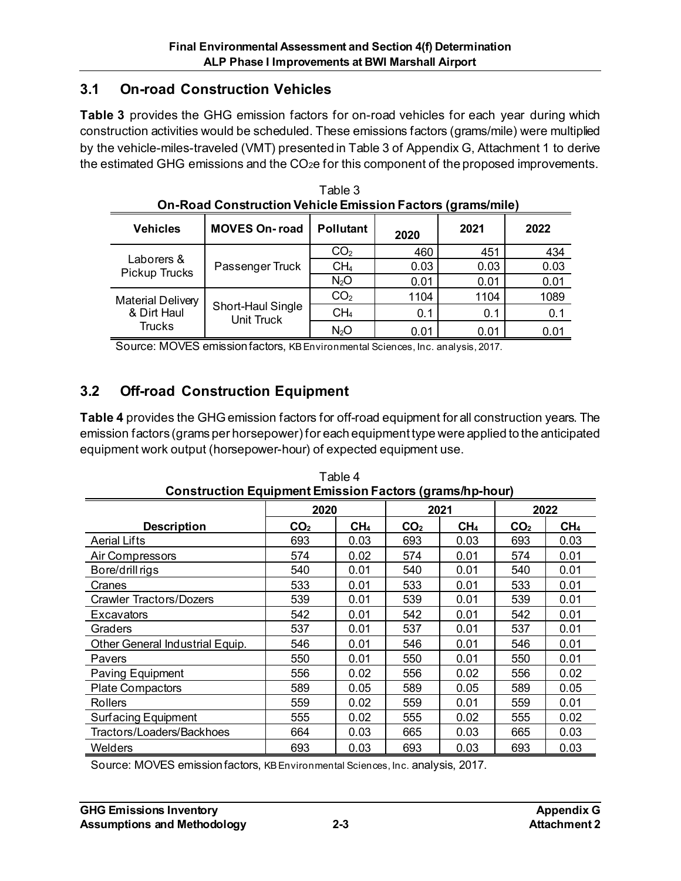## 3.1 On-road Construction Vehicles

**Table 3** provides the GHG emission factors for on-road vehicles for each year during which construction activities would be scheduled. These emissions factors (grams/mile) were multiplied by the vehicle-miles-traveled (VMT) presented in Table 3 of Appendix G, Attachment 1 to derive the estimated GHG emissions and the $CO_2e$ for this component of the proposed improvements.

Table 3
**On-Road Construction Vehicle Emission Factors (grams/mile)**

| Vehicles | MOVES On-road | Pollutant | 2020 | 2021 | 2022 |
|---|---|---|---|---|---|
| Laborers & Pickup Trucks | Passenger Truck | $CO_2$ | 460 | 451 | 434 |
| | | $CH_4$ | 0.03 | 0.03 | 0.03 |
| | | $N_2O$ | 0.01 | 0.01 | 0.01 |
| Material Delivery & Dirt Haul Trucks | Short-Haul Single Unit Truck | $CO_2$ | 1104 | 1104 | 1089 |
| | | $CH_4$ | 0.1 | 0.1 | 0.1 |
| | | $N_2O$ | 0.01 | 0.01 | 0.01 |

Source: MOVES emission factors, KB Environmental Sciences, Inc. analysis, 2017.

## 3.2 Off-road Construction Equipment

**Table 4** provides the GHG emission factors for off-road equipment for all construction years. The emission factors (grams per horsepower) for each equipment type were applied to the anticipated equipment work output (horsepower-hour) of expected equipment use.

Table 4
**Construction Equipment Emission Factors (grams/hp-hour)**

| | 2020 | | 2021 | | 2022 | |
|---|---|---|---|---|---|---|
| **Description** | **$CO_2$** | **$CH_4$** | **$CO_2$** | **$CH_4$** | **$CO_2$** | **$CH_4$** |
| Aerial Lifts | 693 | 0.03 | 693 | 0.03 | 693 | 0.03 |
| Air Compressors | 574 | 0.02 | 574 | 0.01 | 574 | 0.01 |
| Bore/drill rigs | 540 | 0.01 | 540 | 0.01 | 540 | 0.01 |
| Cranes | 533 | 0.01 | 533 | 0.01 | 533 | 0.01 |
| Crawler Tractors/Dozers | 539 | 0.01 | 539 | 0.01 | 539 | 0.01 |
| Excavators | 542 | 0.01 | 542 | 0.01 | 542 | 0.01 |
| Graders | 537 | 0.01 | 537 | 0.01 | 537 | 0.01 |
| Other General Industrial Equip. | 546 | 0.01 | 546 | 0.01 | 546 | 0.01 |
| Pavers | 550 | 0.01 | 550 | 0.01 | 550 | 0.01 |
| Paving Equipment | 556 | 0.02 | 556 | 0.02 | 556 | 0.02 |
| Plate Compactors | 589 | 0.05 | 589 | 0.05 | 589 | 0.05 |
| Rollers | 559 | 0.02 | 559 | 0.01 | 559 | 0.01 |
| Surfacing Equipment | 555 | 0.02 | 555 | 0.02 | 555 | 0.02 |
| Tractors/Loaders/Backhoes | 664 | 0.03 | 665 | 0.03 | 665 | 0.03 |
| Welders | 693 | 0.03 | 693 | 0.03 | 693 | 0.03 |

Source: MOVES emission factors, KB Environmental Sciences, Inc. analysis, 2017.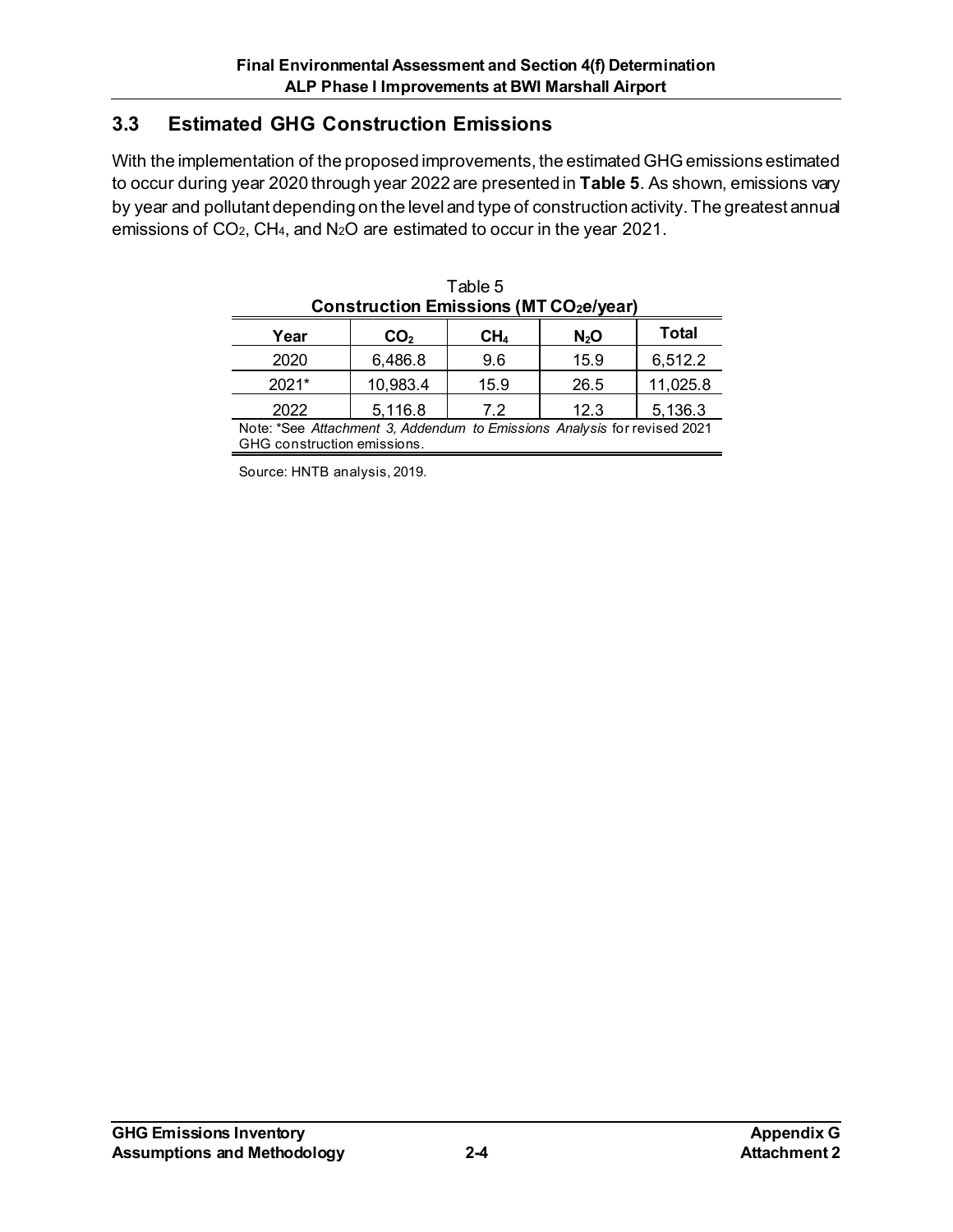## 3.3 Estimated GHG Construction Emissions

With the implementation of the proposed improvements, the estimated GHG emissions estimated to occur during year 2020 through year 2022 are presented in **Table 5**. As shown, emissions vary by year and pollutant depending on the level and type of construction activity. The greatest annual emissions of $CO_2$, $CH_4$, and $N_2O$ are estimated to occur in the year 2021.

Table 5
**Construction Emissions (MT $CO_2$e/year)**

| Year | $CO_2$ | $CH_4$ | $N_2O$ | Total |
|---|---|---|---|---|
| 2020 | 6,486.8 | 9.6 | 15.9 | 6,512.2 |
| 2021* | 10,983.4 | 15.9 | 26.5 | 11,025.8 |
| 2022 | 5,116.8 | 7.2 | 12.3 | 5,136.3 |

Note: *See *Attachment 3, Addendum to Emissions Analysis* for revised 2021 GHG construction emissions.

Source: HNTB analysis, 2019.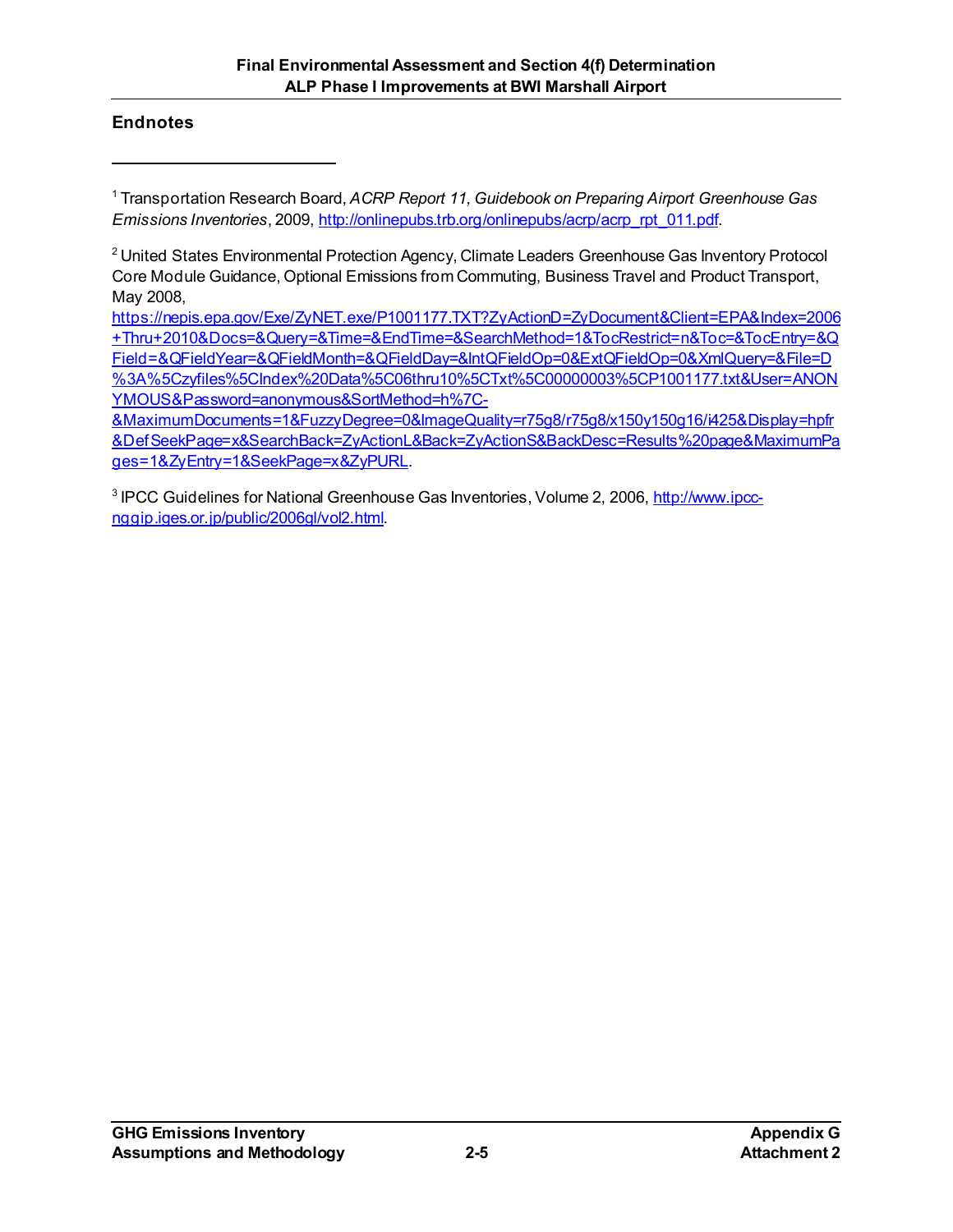## Endnotes

---

[1] Transportation Research Board, *ACRP Report 11, Guidebook on Preparing Airport Greenhouse Gas Emissions Inventories*, 2009, http://onlinepubs.trb.org/onlinepubs/acrp/acrp_rpt_011.pdf.

[2] United States Environmental Protection Agency, Climate Leaders Greenhouse Gas Inventory Protocol Core Module Guidance, Optional Emissions from Commuting, Business Travel and Product Transport, May 2008, https://nepis.epa.gov/Exe/ZyNET.exe/P1001177.TXT?ZyActionD=ZyDocument&Client=EPA&Index=2006+Thru+2010&Docs=&Query=&Time=&EndTime=&SearchMethod=1&TocRestrict=n&Toc=&TocEntry=&QField=&QFieldYear=&QFieldMonth=&QFieldDay=&IntQFieldOp=0&ExtQFieldOp=0&XmlQuery=&File=D%3A%5Czyfiles%5CIndex%20Data%5C06thru10%5CTxt%5C00000003%5CP1001177.txt&User=ANONYMOUS&Password=anonymous&SortMethod=h%7C-&MaximumDocuments=1&FuzzyDegree=0&ImageQuality=r75g8/r75g8/x150y150g16/i425&Display=hpfr&DefSeekPage=x&SearchBack=ZyActionL&Back=ZyActionS&BackDesc=Results%20page&MaximumPages=1&ZyEntry=1&SeekPage=x&ZyPURL.

[3] IPCC Guidelines for National Greenhouse Gas Inventories, Volume 2, 2006, http://www.ipcc-nggip.iges.or.jp/public/2006gl/vol2.html.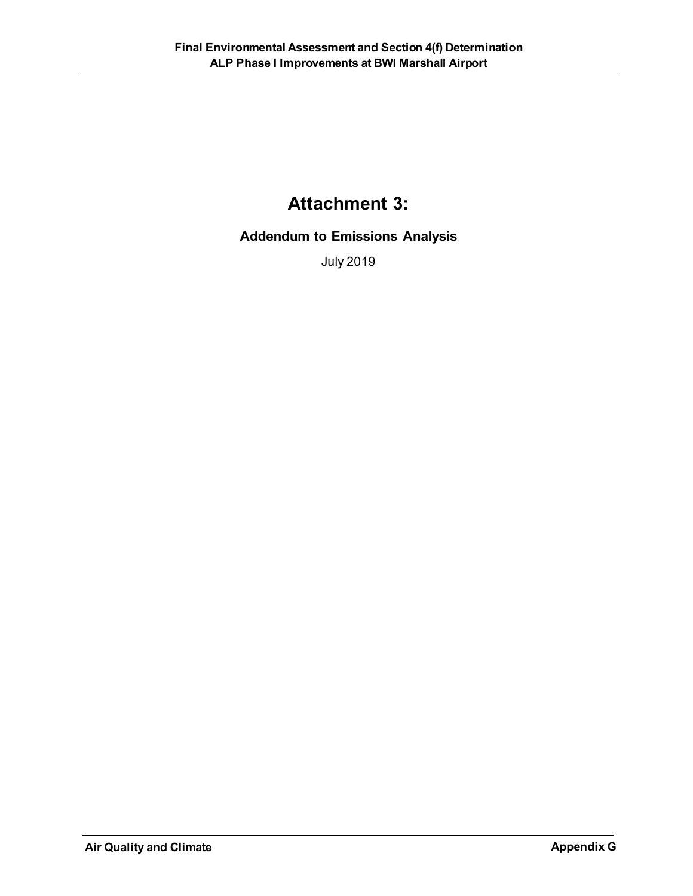# Attachment 3:

## Addendum to Emissions Analysis

July 2019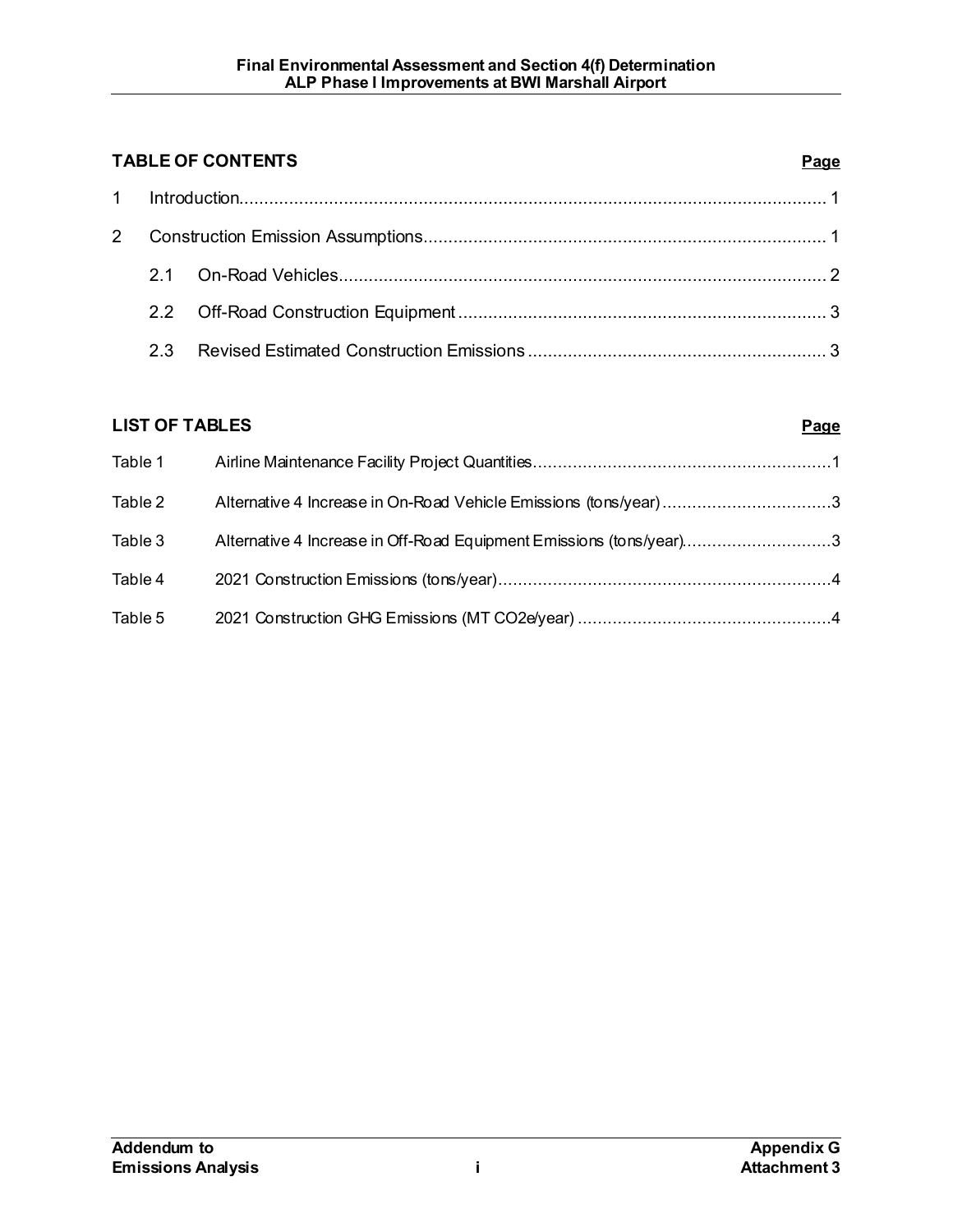## TABLE OF CONTENTS

| | | Page |
|---|---|---|
| 1 | Introduction | 1 |
| 2 | Construction Emission Assumptions | 1 |
| 2.1 | On-Road Vehicles | 2 |
| 2.2 | Off-Road Construction Equipment | 3 |
| 2.3 | Revised Estimated Construction Emissions | 3 |

## LIST OF TABLES

| | | Page |
|---|---|---|
| Table 1 | Airline Maintenance Facility Project Quantities | 1 |
| Table 2 | Alternative 4 Increase in On-Road Vehicle Emissions (tons/year) | 3 |
| Table 3 | Alternative 4 Increase in Off-Road Equipment Emissions (tons/year) | 3 |
| Table 4 | 2021 Construction Emissions (tons/year) | 4 |
| Table 5 | 2021 Construction GHG Emissions (MT CO2e/year) | 4 |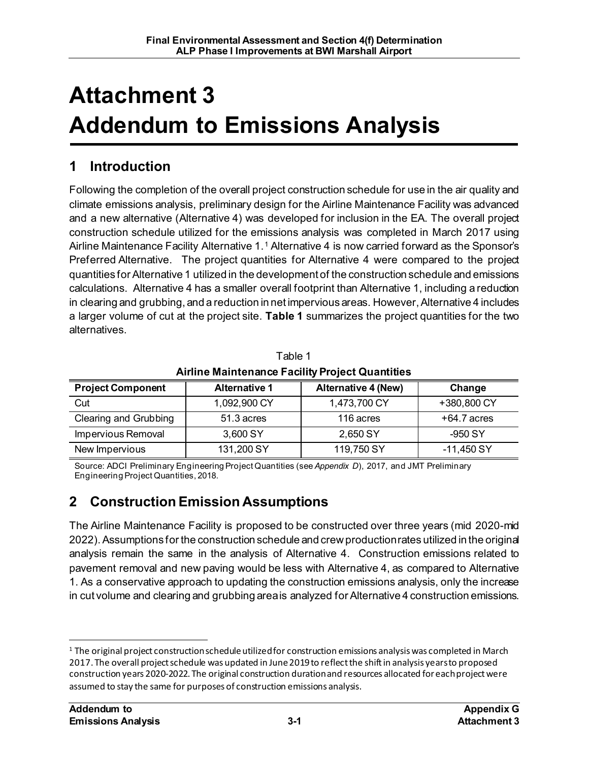# Attachment 3
# Addendum to Emissions Analysis

## 1 Introduction

Following the completion of the overall project construction schedule for use in the air quality and climate emissions analysis, preliminary design for the Airline Maintenance Facility was advanced and a new alternative (Alternative 4) was developed for inclusion in the EA. The overall project construction schedule utilized for the emissions analysis was completed in March 2017 using Airline Maintenance Facility Alternative 1.[1] Alternative 4 is now carried forward as the Sponsor's Preferred Alternative. The project quantities for Alternative 4 were compared to the project quantities for Alternative 1 utilized in the development of the construction schedule and emissions calculations. Alternative 4 has a smaller overall footprint than Alternative 1, including a reduction in clearing and grubbing, and a reduction in net impervious areas. However, Alternative 4 includes a larger volume of cut at the project site. **Table 1** summarizes the project quantities for the two alternatives.

Table 1

**Airline Maintenance Facility Project Quantities**

| Project Component | Alternative 1 | Alternative 4 (New) | Change |
|---|---|---|---|
| Cut | 1,092,900 CY | 1,473,700 CY | +380,800 CY |
| Clearing and Grubbing | 51.3 acres | 116 acres | +64.7 acres |
| Impervious Removal | 3,600 SY | 2,650 SY | -950 SY |
| New Impervious | 131,200 SY | 119,750 SY | -11,450 SY |

Source: ADCI Preliminary Engineering Project Quantities (see *Appendix D*), 2017, and JMT Preliminary Engineering Project Quantities, 2018.

## 2 Construction Emission Assumptions

The Airline Maintenance Facility is proposed to be constructed over three years (mid 2020-mid 2022). Assumptions for the construction schedule and crew production rates utilized in the original analysis remain the same in the analysis of Alternative 4. Construction emissions related to pavement removal and new paving would be less with Alternative 4, as compared to Alternative 1. As a conservative approach to updating the construction emissions analysis, only the increase in cut volume and clearing and grubbing area is analyzed for Alternative 4 construction emissions.

[1] The original project construction schedule utilized for construction emissions analysis was completed in March 2017. The overall project schedule was updated in June 2019 to reflect the shift in analysis years to proposed construction years 2020-2022. The original construction duration and resources allocated for each project were assumed to stay the same for purposes of construction emissions analysis.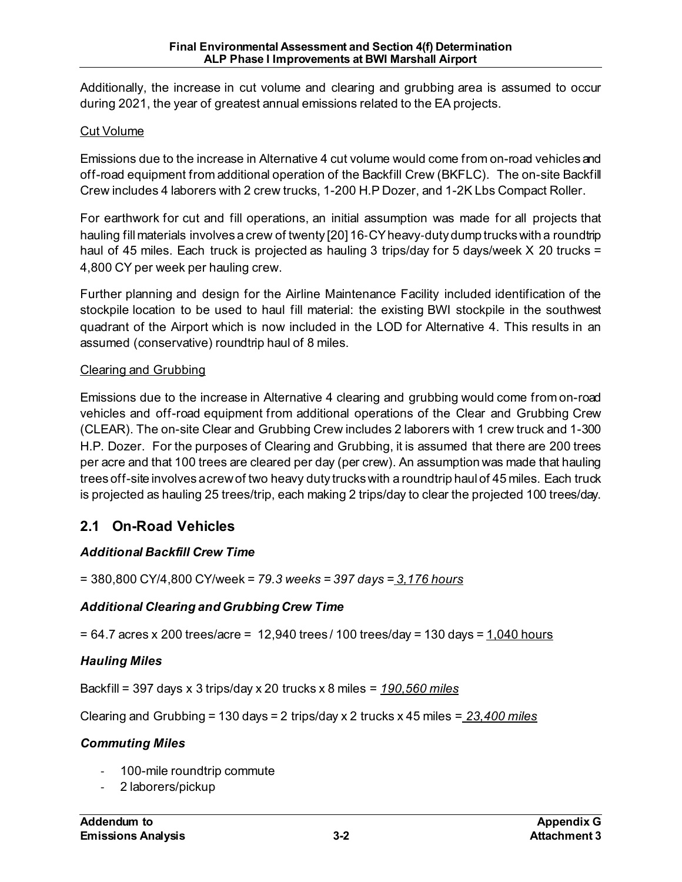Additionally, the increase in cut volume and clearing and grubbing area is assumed to occur during 2021, the year of greatest annual emissions related to the EA projects.

Cut Volume

Emissions due to the increase in Alternative 4 cut volume would come from on-road vehicles and off-road equipment from additional operation of the Backfill Crew (BKFLC). The on-site Backfill Crew includes 4 laborers with 2 crew trucks, 1-200 H.P Dozer, and 1-2K Lbs Compact Roller.

For earthwork for cut and fill operations, an initial assumption was made for all projects that hauling fill materials involves a crew of twenty [20] 16-CY heavy-duty dump trucks with a roundtrip haul of 45 miles. Each truck is projected as hauling 3 trips/day for 5 days/week X 20 trucks = 4,800 CY per week per hauling crew.

Further planning and design for the Airline Maintenance Facility included identification of the stockpile location to be used to haul fill material: the existing BWI stockpile in the southwest quadrant of the Airport which is now included in the LOD for Alternative 4. This results in an assumed (conservative) roundtrip haul of 8 miles.

Clearing and Grubbing

Emissions due to the increase in Alternative 4 clearing and grubbing would come from on-road vehicles and off-road equipment from additional operations of the Clear and Grubbing Crew (CLEAR). The on-site Clear and Grubbing Crew includes 2 laborers with 1 crew truck and 1-300 H.P. Dozer. For the purposes of Clearing and Grubbing, it is assumed that there are 200 trees per acre and that 100 trees are cleared per day (per crew). An assumption was made that hauling trees off-site involves a crew of two heavy duty trucks with a roundtrip haul of 45 miles. Each truck is projected as hauling 25 trees/trip, each making 2 trips/day to clear the projected 100 trees/day.

## 2.1 On-Road Vehicles

### *Additional Backfill Crew Time*

= 380,800 CY/4,800 CY/week = *79.3 weeks = 397 days = 3,176 hours*

### *Additional Clearing and Grubbing Crew Time*

= 64.7 acres x 200 trees/acre = 12,940 trees / 100 trees/day = 130 days = 1,040 hours

### *Hauling Miles*

Backfill = 397 days x 3 trips/day x 20 trucks x 8 miles = *190,560 miles*

Clearing and Grubbing = 130 days = 2 trips/day x 2 trucks x 45 miles = *23,400 miles*

### *Commuting Miles*

- 100-mile roundtrip commute
- 2 laborers/pickup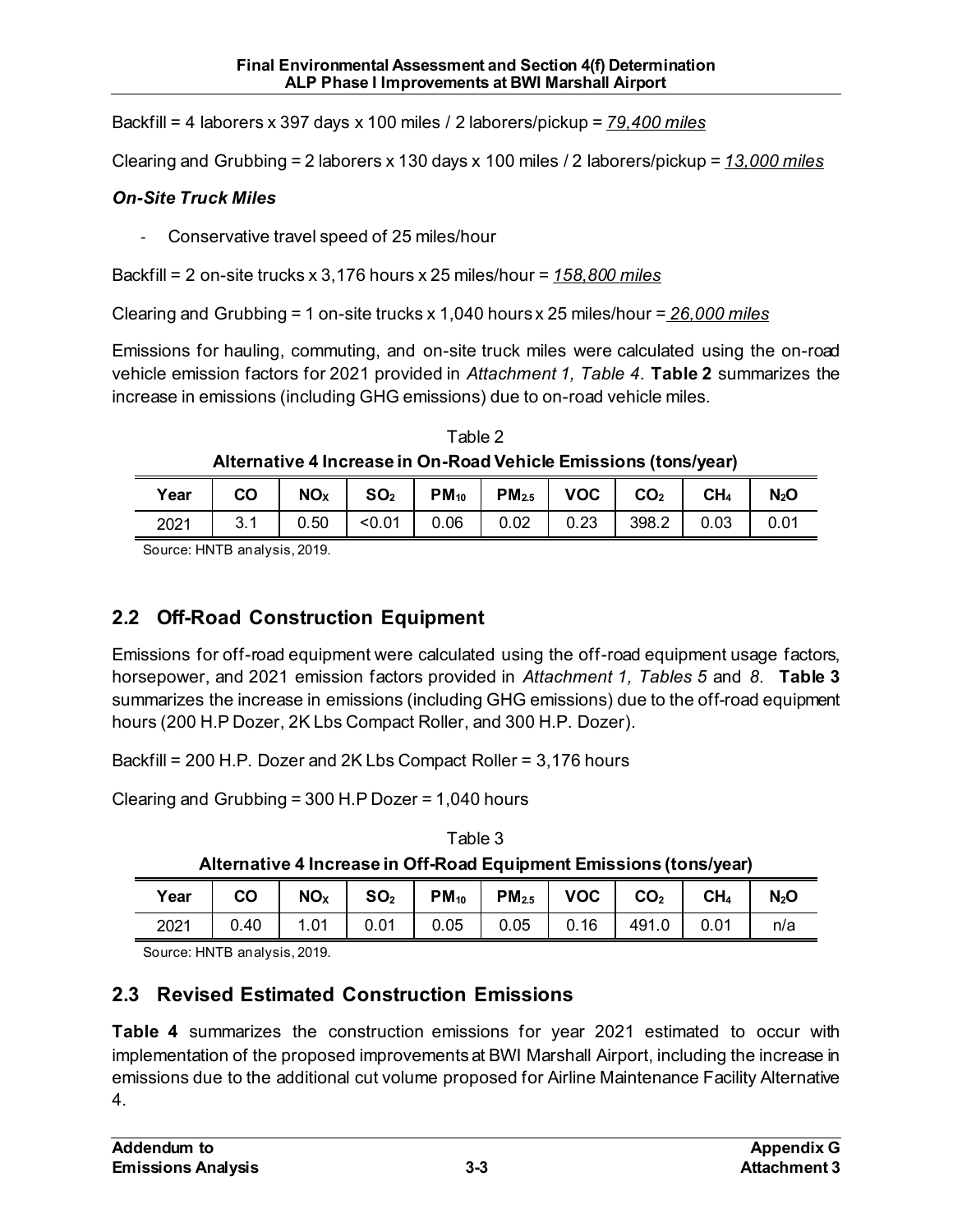Backfill = 4 laborers x 397 days x 100 miles / 2 laborers/pickup = *79,400 miles*

Clearing and Grubbing = 2 laborers x 130 days x 100 miles / 2 laborers/pickup = *13,000 miles*

***On-Site Truck Miles***

- Conservative travel speed of 25 miles/hour

Backfill = 2 on-site trucks x 3,176 hours x 25 miles/hour = *158,800 miles*

Clearing and Grubbing = 1 on-site trucks x 1,040 hours x 25 miles/hour = *26,000 miles*

Emissions for hauling, commuting, and on-site truck miles were calculated using the on-road vehicle emission factors for 2021 provided in *Attachment 1, Table 4*. **Table 2** summarizes the increase in emissions (including GHG emissions) due to on-road vehicle miles.

Table 2

**Alternative 4 Increase in On-Road Vehicle Emissions (tons/year)**

| Year | CO | $NO_X$ | $SO_2$ | $PM_{10}$ | $PM_{2.5}$ | VOC | $CO_2$ | $CH_4$ | $N_2O$ |
|---|---|---|---|---|---|---|---|---|---|
| 2021 | 3.1 | 0.50 | <0.01 | 0.06 | 0.02 | 0.23 | 398.2 | 0.03 | 0.01 |

Source: HNTB analysis, 2019.

## 2.2 Off-Road Construction Equipment

Emissions for off-road equipment were calculated using the off-road equipment usage factors, horsepower, and 2021 emission factors provided in *Attachment 1, Tables 5* and *8*. **Table 3** summarizes the increase in emissions (including GHG emissions) due to the off-road equipment hours (200 H.P Dozer, 2K Lbs Compact Roller, and 300 H.P. Dozer).

Backfill = 200 H.P. Dozer and 2K Lbs Compact Roller = 3,176 hours

Clearing and Grubbing = 300 H.P Dozer = 1,040 hours

Table 3

**Alternative 4 Increase in Off-Road Equipment Emissions (tons/year)**

| Year | CO | $NO_X$ | $SO_2$ | $PM_{10}$ | $PM_{2.5}$ | VOC | $CO_2$ | $CH_4$ | $N_2O$ |
|---|---|---|---|---|---|---|---|---|---|
| 2021 | 0.40 | 1.01 | 0.01 | 0.05 | 0.05 | 0.16 | 491.0 | 0.01 | n/a |

Source: HNTB analysis, 2019.

## 2.3 Revised Estimated Construction Emissions

**Table 4** summarizes the construction emissions for year 2021 estimated to occur with implementation of the proposed improvements at BWI Marshall Airport, including the increase in emissions due to the additional cut volume proposed for Airline Maintenance Facility Alternative 4.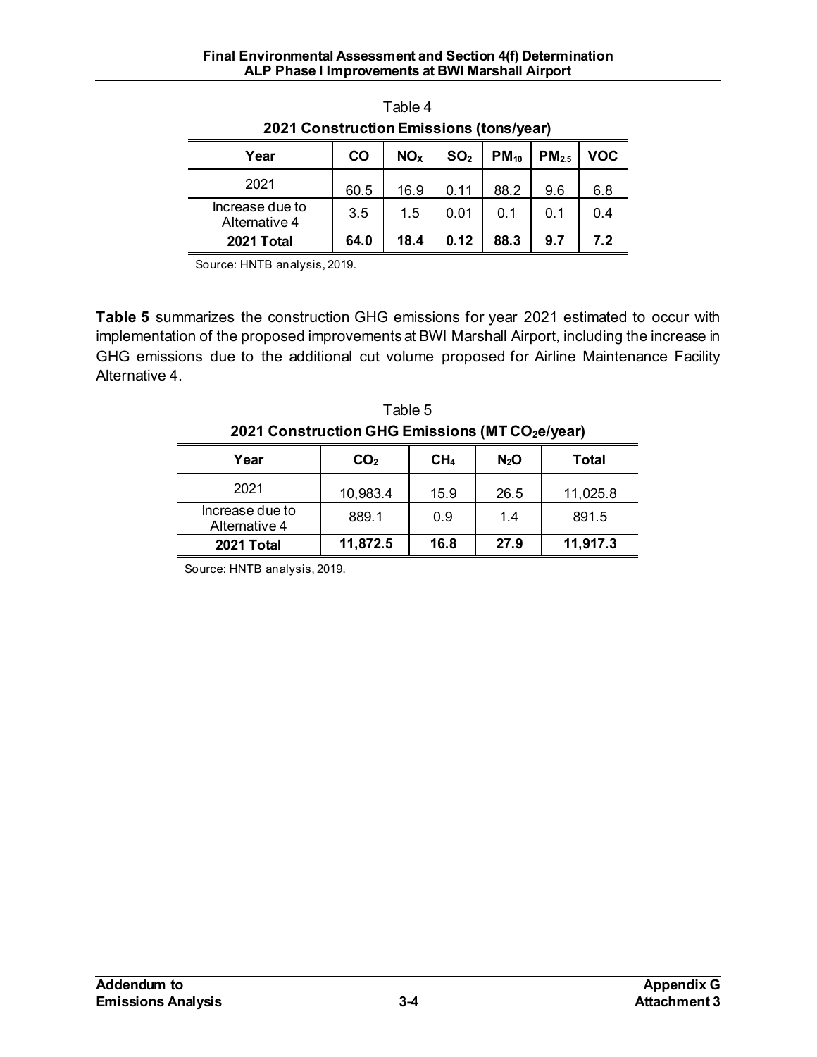Table 4

**2021 Construction Emissions (tons/year)**

| Year | CO | $NO_X$ | $SO_2$ | $PM_{10}$ | $PM_{2.5}$ | VOC |
|---|---|---|---|---|---|---|
| 2021 | 60.5 | 16.9 | 0.11 | 88.2 | 9.6 | 6.8 |
| Increase due to Alternative 4 | 3.5 | 1.5 | 0.01 | 0.1 | 0.1 | 0.4 |
| **2021 Total** | **64.0** | **18.4** | **0.12** | **88.3** | **9.7** | **7.2** |

Source: HNTB analysis, 2019.

**Table 5** summarizes the construction GHG emissions for year 2021 estimated to occur with implementation of the proposed improvements at BWI Marshall Airport, including the increase in GHG emissions due to the additional cut volume proposed for Airline Maintenance Facility Alternative 4.

Table 5

**2021 Construction GHG Emissions (MT $CO_2e$/year)**

| Year | $CO_2$ | $CH_4$ | $N_2O$ | Total |
|---|---|---|---|---|
| 2021 | 10,983.4 | 15.9 | 26.5 | 11,025.8 |
| Increase due to Alternative 4 | 889.1 | 0.9 | 1.4 | 891.5 |
| **2021 Total** | **11,872.5** | **16.8** | **27.9** | **11,917.3** |

Source: HNTB analysis, 2019.